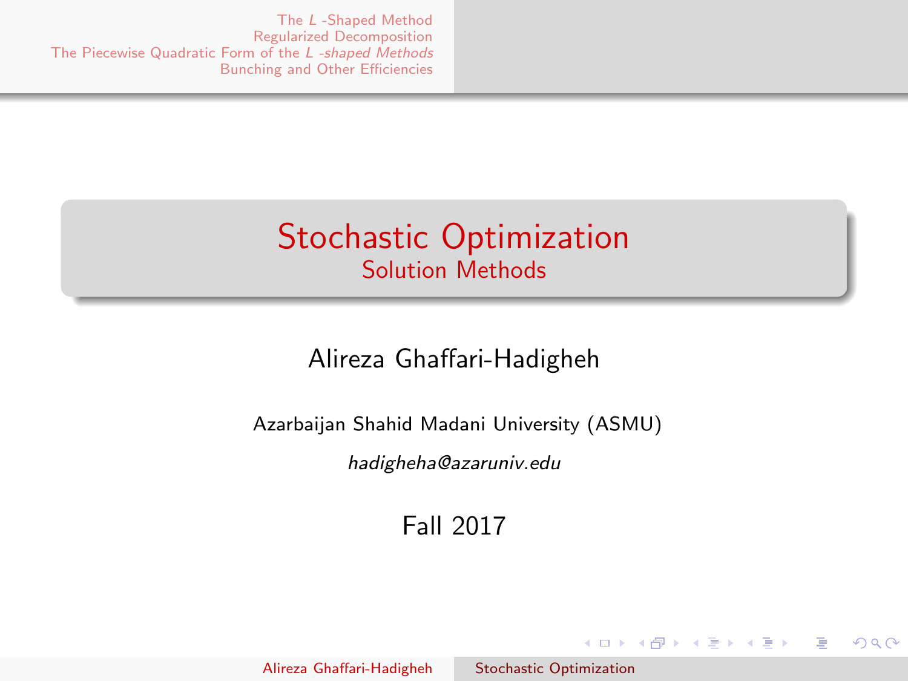# Stochastic Optimization

## Solution Methods

Alireza Ghaffari-Hadigheh

Azarbaijan Shahid Madani University (ASMU)

*hadigheha@azaruniv.edu*

Fall 2017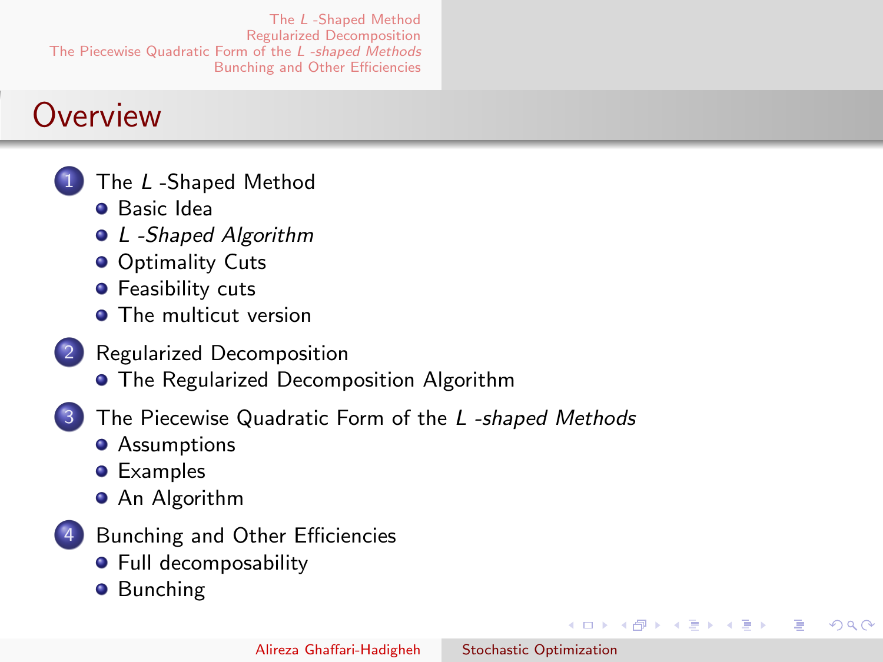# Overview

1. The *L* -Shaped Method
   - Basic Idea
   - *L -Shaped Algorithm*
   - Optimality Cuts
   - Feasibility cuts
   - The multicut version
2. Regularized Decomposition
   - The Regularized Decomposition Algorithm
3. The Piecewise Quadratic Form of the *L -shaped Methods*
   - Assumptions
   - Examples
   - An Algorithm
4. Bunching and Other Efficiencies
   - Full decomposability
   - Bunching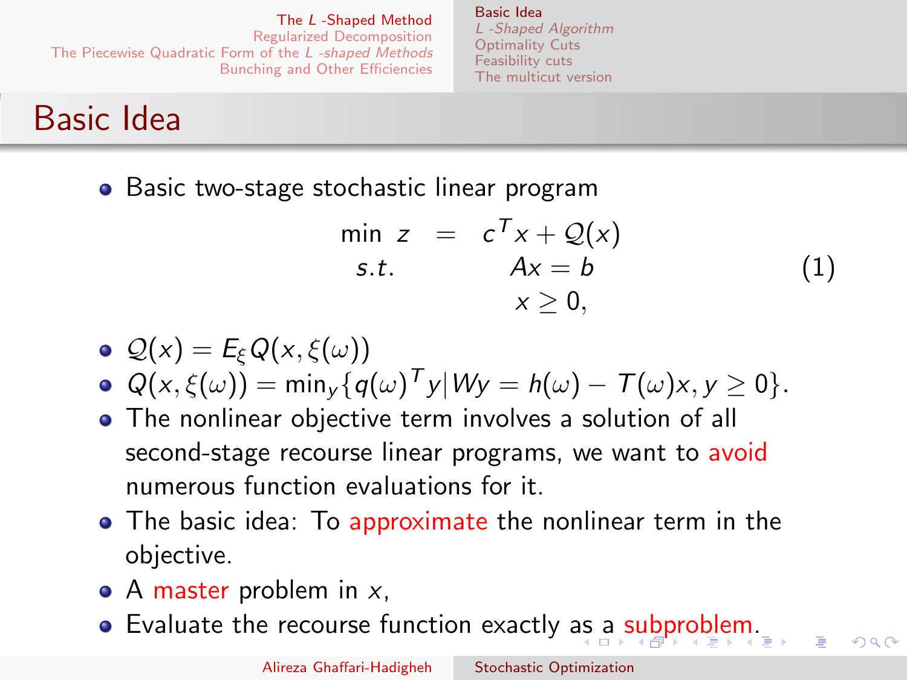## Basic Idea

- Basic two-stage stochastic linear program

$$
\begin{aligned}
\min\ z &= c^T x + \mathcal{Q}(x) \\
s.t. \quad & Ax = b \\
& x \geq 0,
\end{aligned}
\tag{1}
$$

- $\mathcal{Q}(x) = E_\xi Q(x, \xi(\omega))$
- $Q(x, \xi(\omega)) = \min_y \{q(\omega)^T y | Wy = h(\omega) - T(\omega)x, y \geq 0\}$.
- The nonlinear objective term involves a solution of all second-stage recourse linear programs, we want to avoid numerous function evaluations for it.
- The basic idea: To approximate the nonlinear term in the objective.
- A master problem in $x$,
- Evaluate the recourse function exactly as a subproblem.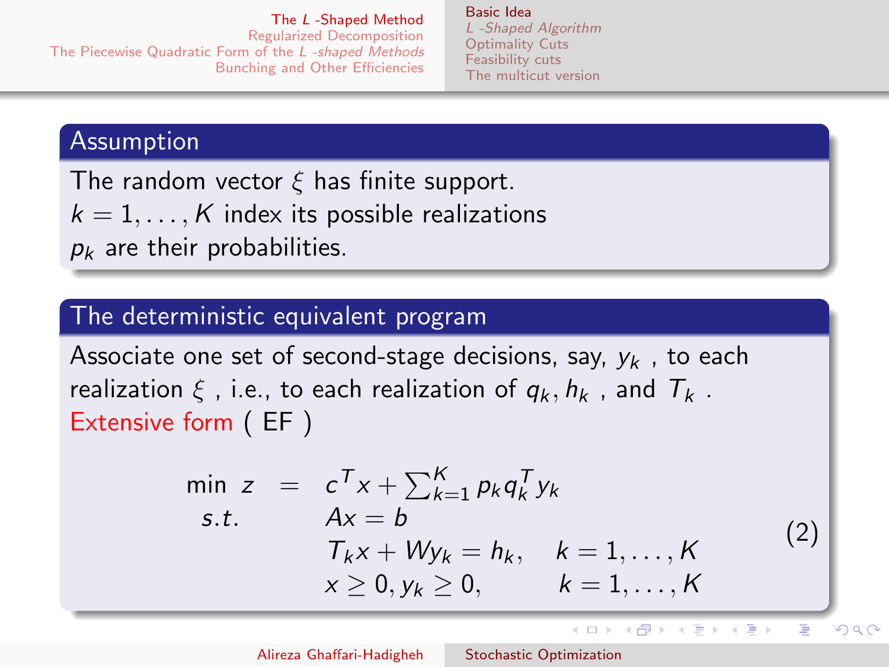## Assumption

The random vector $\xi$ has finite support.
$k = 1, \ldots, K$ index its possible realizations
$p_k$ are their probabilities.

## The deterministic equivalent program

Associate one set of second-stage decisions, say, $y_k$ , to each realization $\xi$ , i.e., to each realization of $q_k, h_k$ , and $T_k$ .
Extensive form ( EF )

$$
\begin{array}{rcll}
\min \; z & = & c^T x + \sum_{k=1}^{K} p_k q_k^T y_k & \\
s.t. & & Ax = b & \\
 & & T_k x + W y_k = h_k, & k = 1, \ldots, K \\
 & & x \geq 0, y_k \geq 0, & k = 1, \ldots, K
\end{array}
\qquad (2)
$$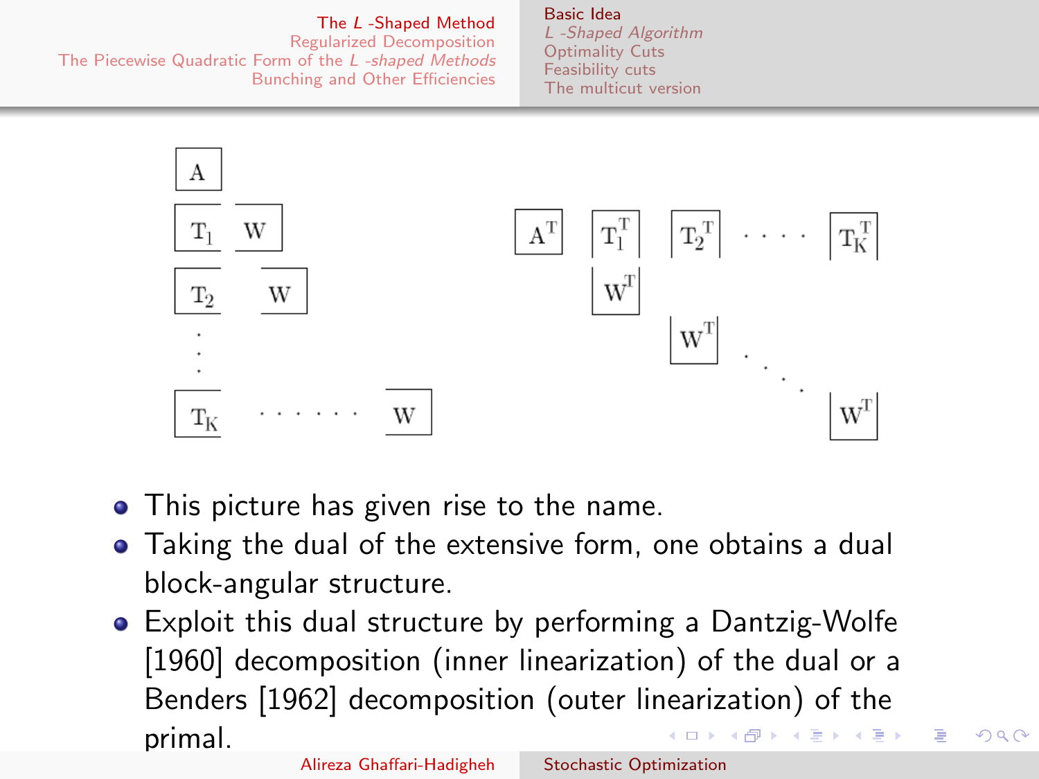- This picture has given rise to the name.
- Taking the dual of the extensive form, one obtains a dual block-angular structure.
- Exploit this dual structure by performing a Dantzig-Wolfe [1960] decomposition (inner linearization) of the dual or a Benders [1962] decomposition (outer linearization) of the primal.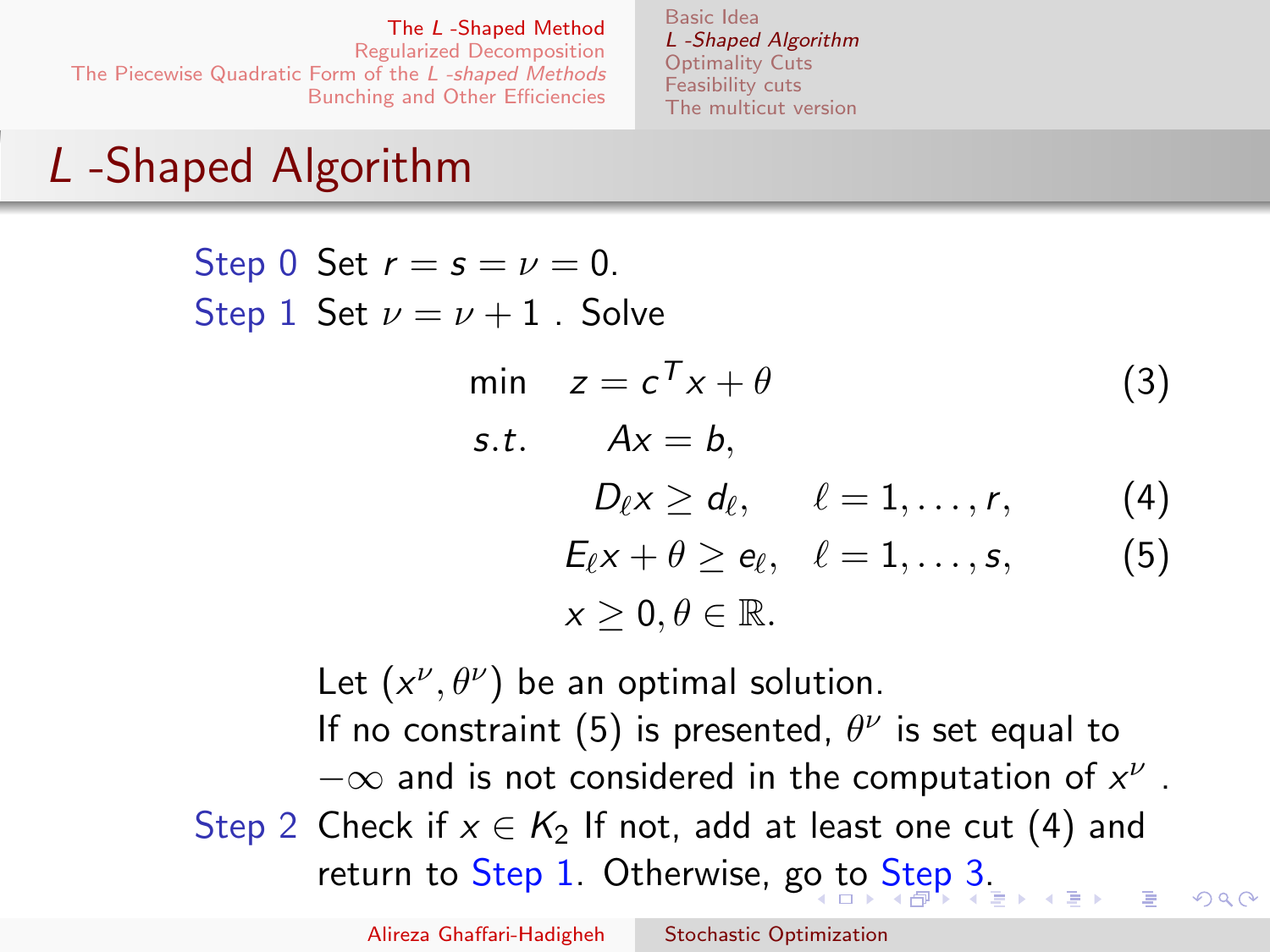# $L$ -Shaped Algorithm

**Step 0** Set $r = s = \nu = 0$.

**Step 1** Set $\nu = \nu + 1$ . Solve

$$
\begin{aligned}
\min \quad & z = c^T x + \theta & (3)\\
s.t. \quad & Ax = b, & \\
& D_\ell x \geq d_\ell, \quad \ell = 1, \ldots, r, & (4)\\
& E_\ell x + \theta \geq e_\ell, \quad \ell = 1, \ldots, s, & (5)\\
& x \geq 0, \theta \in \mathbb{R}. &
\end{aligned}
$$

Let $(x^\nu, \theta^\nu)$ be an optimal solution.
If no constraint (5) is presented, $\theta^\nu$ is set equal to $-\infty$ and is not considered in the computation of $x^\nu$ .

**Step 2** Check if $x \in K_2$ If not, add at least one cut (4) and return to Step 1. Otherwise, go to Step 3.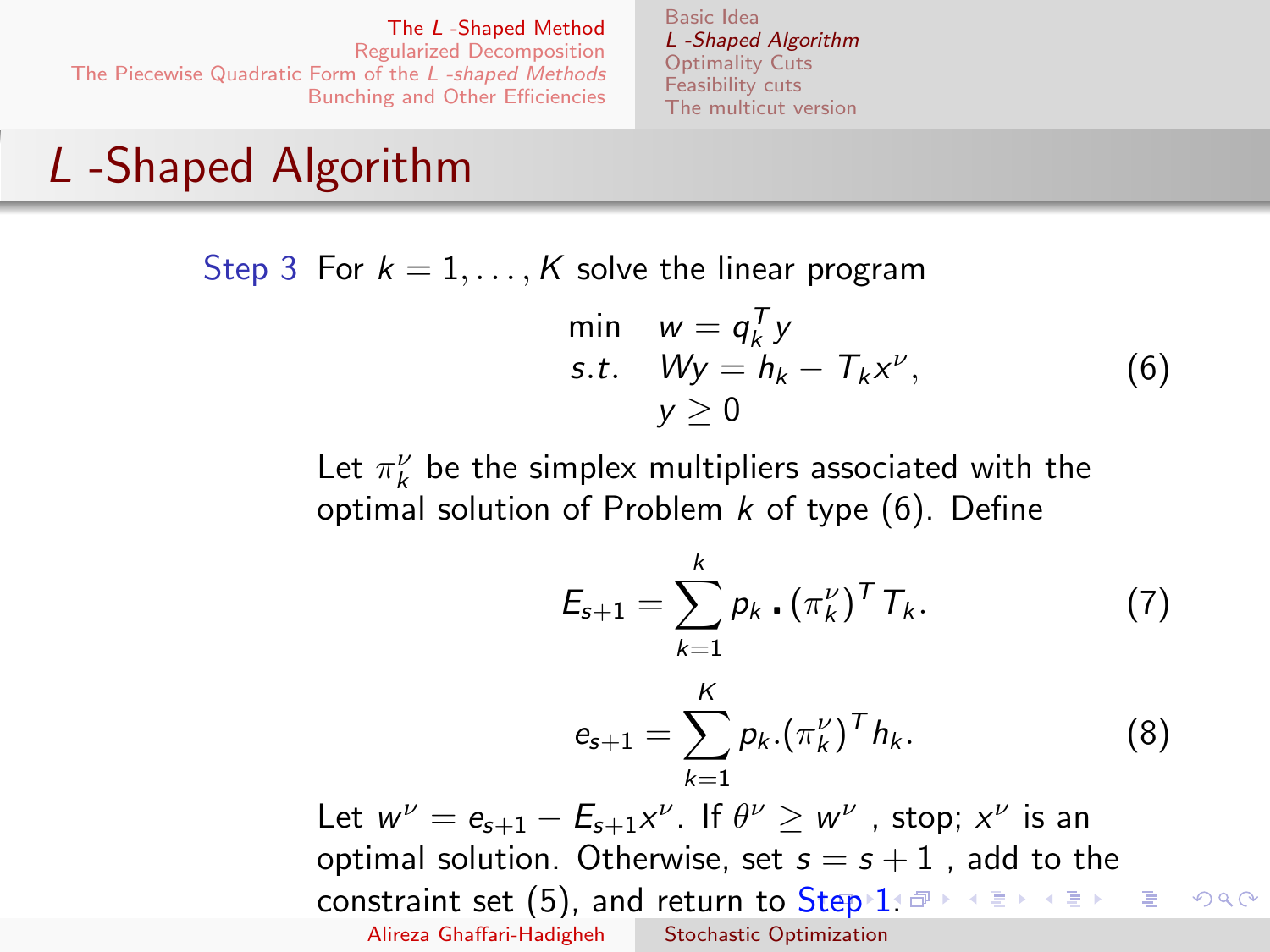# $L$ -Shaped Algorithm

**Step 3** For $k = 1, \ldots, K$ solve the linear program

$$
\begin{array}{ll}
\min & w = q_k^T y \\
s.t. & Wy = h_k - T_k x^\nu, \\
 & y \geq 0
\end{array}
\tag{6}
$$

Let $\pi_k^\nu$ be the simplex multipliers associated with the optimal solution of Problem $k$ of type (6). Define

$$
E_{s+1} = \sum_{k=1}^{k} p_k \cdot (\pi_k^\nu)^T T_k. \tag{7}
$$

$$
e_{s+1} = \sum_{k=1}^{K} p_k.(\pi_k^\nu)^T h_k. \tag{8}
$$

Let $w^\nu = e_{s+1} - E_{s+1} x^\nu$. If $\theta^\nu \geq w^\nu$ , stop; $x^\nu$ is an optimal solution. Otherwise, set $s = s + 1$ , add to the constraint set (5), and return to Step 1.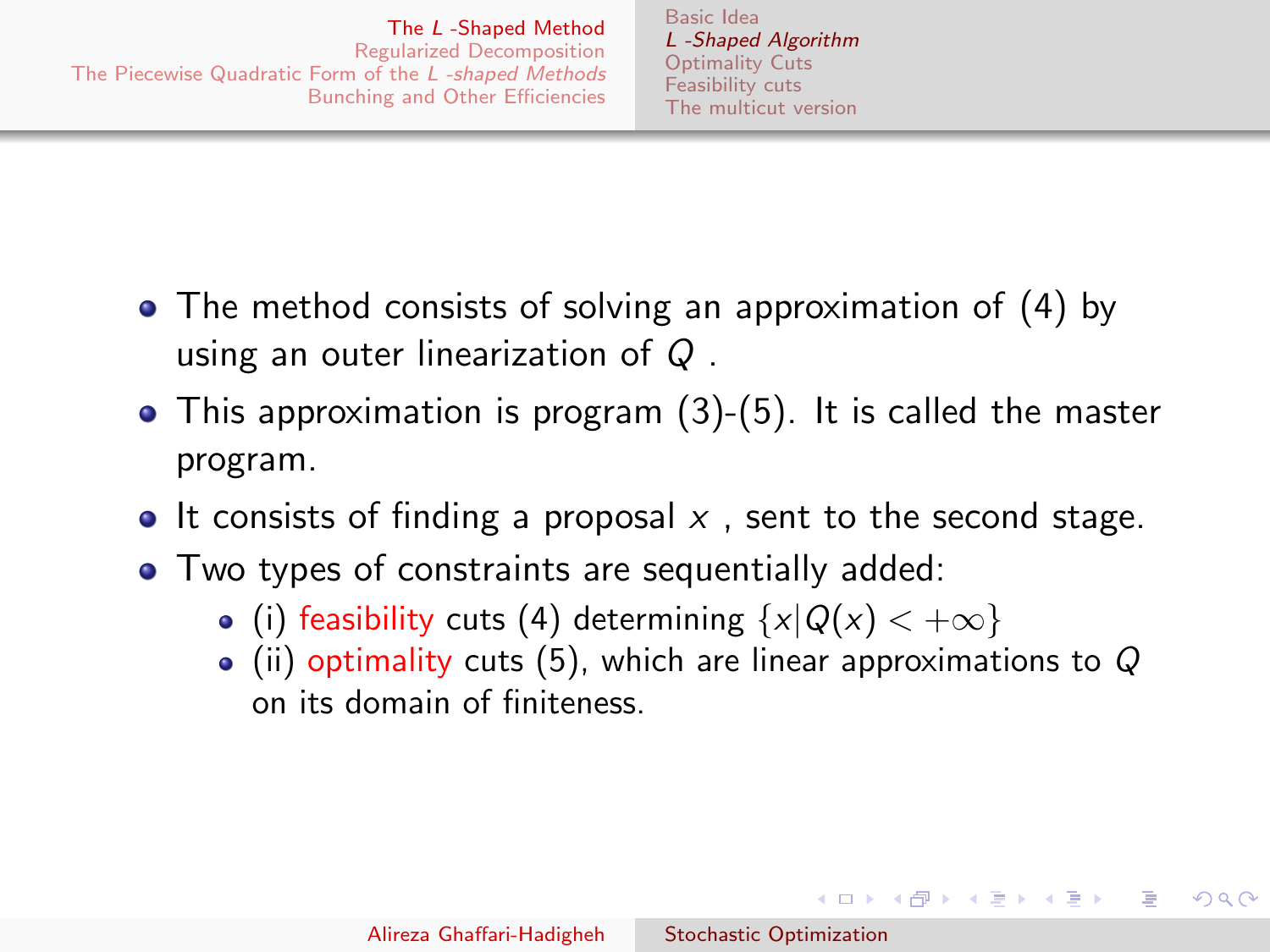- The method consists of solving an approximation of (4) by using an outer linearization of $Q$ .
- This approximation is program (3)-(5). It is called the master program.
- It consists of finding a proposal $x$ , sent to the second stage.
- Two types of constraints are sequentially added:
  - (i) feasibility cuts (4) determining $\{x|Q(x) < +\infty\}$
  - (ii) optimality cuts (5), which are linear approximations to $Q$ on its domain of finiteness.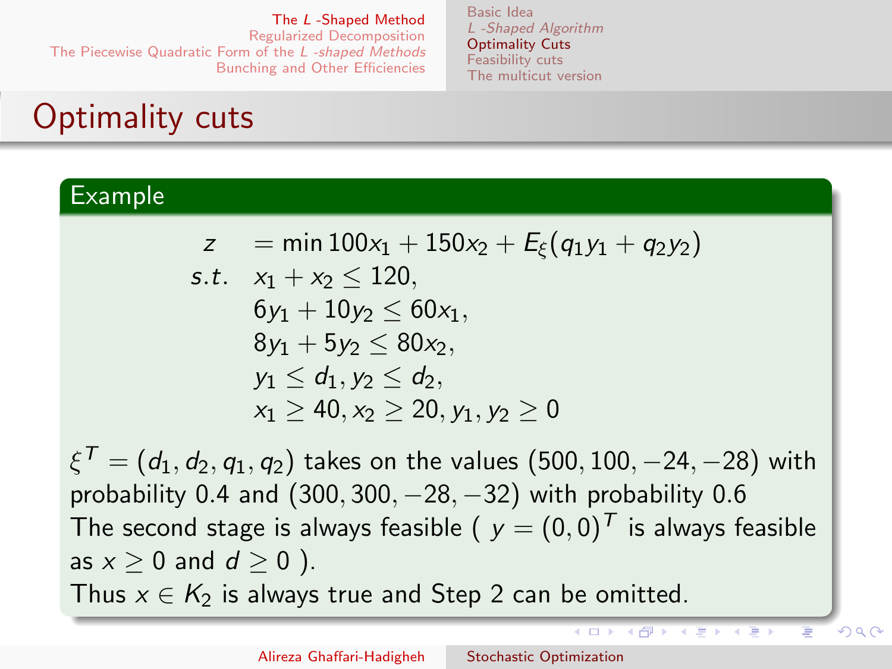## Optimality cuts

### Example

$$
\begin{aligned}
z \quad &= \min 100x_1 + 150x_2 + E_\xi(q_1y_1 + q_2y_2) \\
s.t. \quad & x_1 + x_2 \leq 120, \\
& 6y_1 + 10y_2 \leq 60x_1, \\
& 8y_1 + 5y_2 \leq 80x_2, \\
& y_1 \leq d_1, y_2 \leq d_2, \\
& x_1 \geq 40, x_2 \geq 20, y_1, y_2 \geq 0
\end{aligned}
$$

$\xi^T = (d_1, d_2, q_1, q_2)$ takes on the values $(500, 100, -24, -28)$ with probability 0.4 and $(300, 300, -28, -32)$ with probability 0.6

The second stage is always feasible ( $y = (0, 0)^T$ is always feasible as $x \geq 0$ and $d \geq 0$ ).

Thus $x \in K_2$ is always true and Step 2 can be omitted.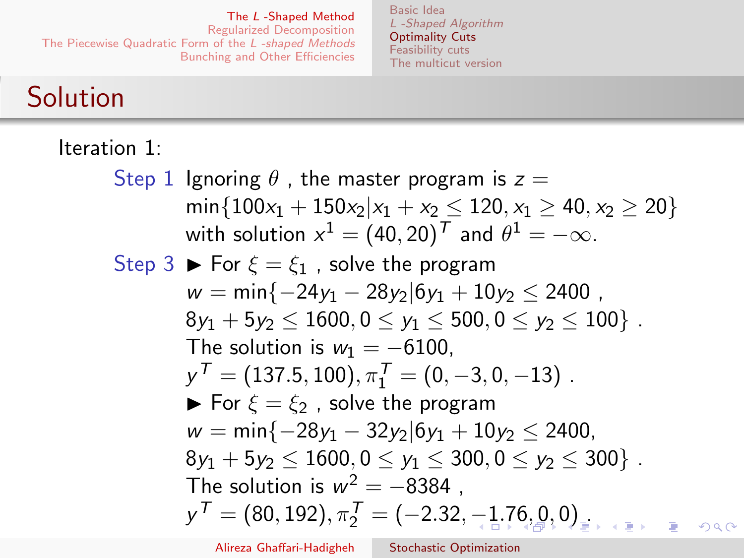## Solution

Iteration 1:

**Step 1** Ignoring $\theta$ , the master program is $z = \min\{100x_1 + 150x_2 | x_1 + x_2 \leq 120, x_1 \geq 40, x_2 \geq 20\}$ with solution $x^1 = (40, 20)^T$ and $\theta^1 = -\infty$.

**Step 3**

- For $\xi = \xi_1$ , solve the program $w = \min\{-24y_1 - 28y_2 | 6y_1 + 10y_2 \leq 2400$ , $8y_1 + 5y_2 \leq 1600, 0 \leq y_1 \leq 500, 0 \leq y_2 \leq 100\}$ . The solution is $w_1 = -6100$, $y^T = (137.5, 100), \pi_1^T = (0, -3, 0, -13)$ .
- For $\xi = \xi_2$ , solve the program $w = \min\{-28y_1 - 32y_2 | 6y_1 + 10y_2 \leq 2400$, $8y_1 + 5y_2 \leq 1600, 0 \leq y_1 \leq 300, 0 \leq y_2 \leq 300\}$ . The solution is $w^2 = -8384$ , $y^T = (80, 192), \pi_2^T = (-2.32, -1.76, 0, 0)$ .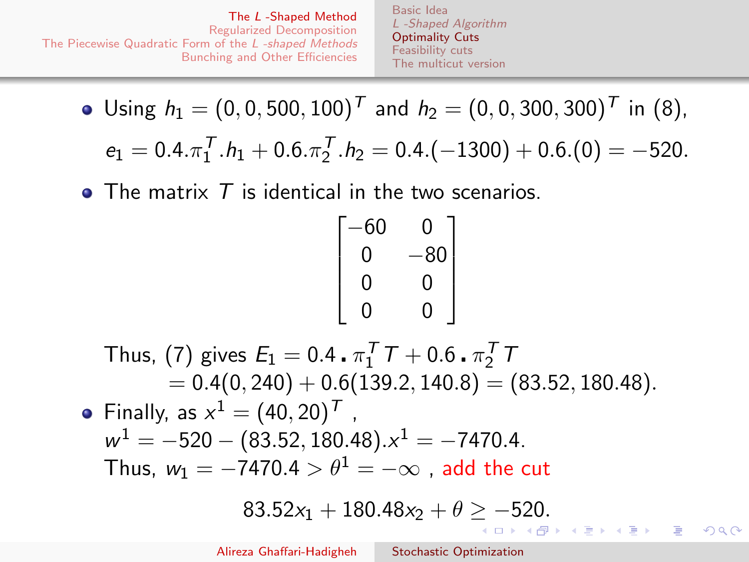- Using $h_1 = (0, 0, 500, 100)^T$ and $h_2 = (0, 0, 300, 300)^T$ in (8), $e_1 = 0.4.\pi_1^T.h_1 + 0.6.\pi_2^T.h_2 = 0.4.(-1300) + 0.6.(0) = -520.$
- The matrix $T$ is identical in the two scenarios.

$$\begin{bmatrix} -60 & 0 \\ 0 & -80 \\ 0 & 0 \\ 0 & 0 \end{bmatrix}$$

Thus, (7) gives $E_1 = 0.4 \cdot \pi_1^T T + 0.6 \cdot \pi_2^T T$
$= 0.4(0, 240) + 0.6(139.2, 140.8) = (83.52, 180.48).$

- Finally, as $x^1 = (40, 20)^T$ ,
$w^1 = -520 - (83.52, 180.48).x^1 = -7470.4.$
Thus, $w_1 = -7470.4 > \theta^1 = -\infty$ , add the cut

$$83.52x_1 + 180.48x_2 + \theta \geq -520.$$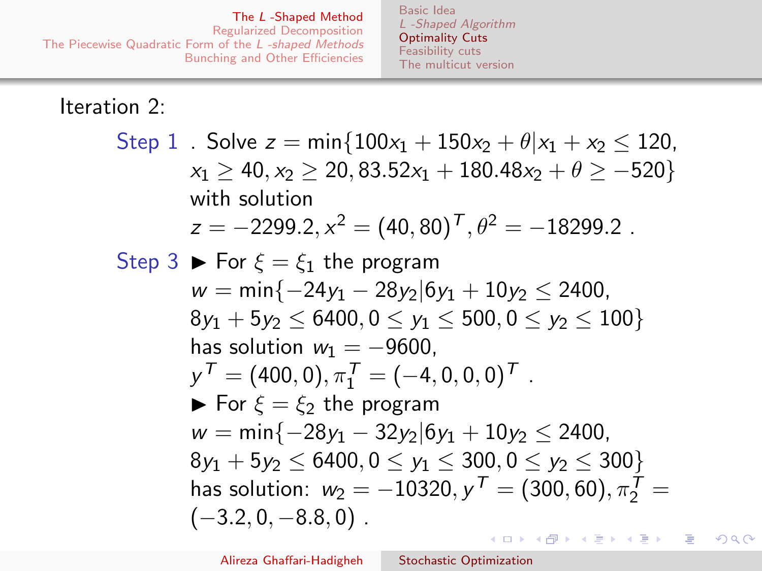Iteration 2:

**Step 1** . Solve $z = \min\{100x_1 + 150x_2 + \theta | x_1 + x_2 \leq 120,$ $x_1 \geq 40, x_2 \geq 20, 83.52x_1 + 180.48x_2 + \theta \geq -520\}$ with solution $z = -2299.2, x^2 = (40, 80)^T, \theta^2 = -18299.2$ .

**Step 3**

- For $\xi = \xi_1$ the program $w = \min\{-24y_1 - 28y_2 | 6y_1 + 10y_2 \leq 2400,$ $8y_1 + 5y_2 \leq 6400, 0 \leq y_1 \leq 500, 0 \leq y_2 \leq 100\}$ has solution $w_1 = -9600,$ $y^T = (400, 0), \pi_1^T = (-4, 0, 0, 0)^T$ .
- For $\xi = \xi_2$ the program $w = \min\{-28y_1 - 32y_2 | 6y_1 + 10y_2 \leq 2400,$ $8y_1 + 5y_2 \leq 6400, 0 \leq y_1 \leq 300, 0 \leq y_2 \leq 300\}$ has solution: $w_2 = -10320, y^T = (300, 60), \pi_2^T =$ $(-3.2, 0, -8.8, 0)$ .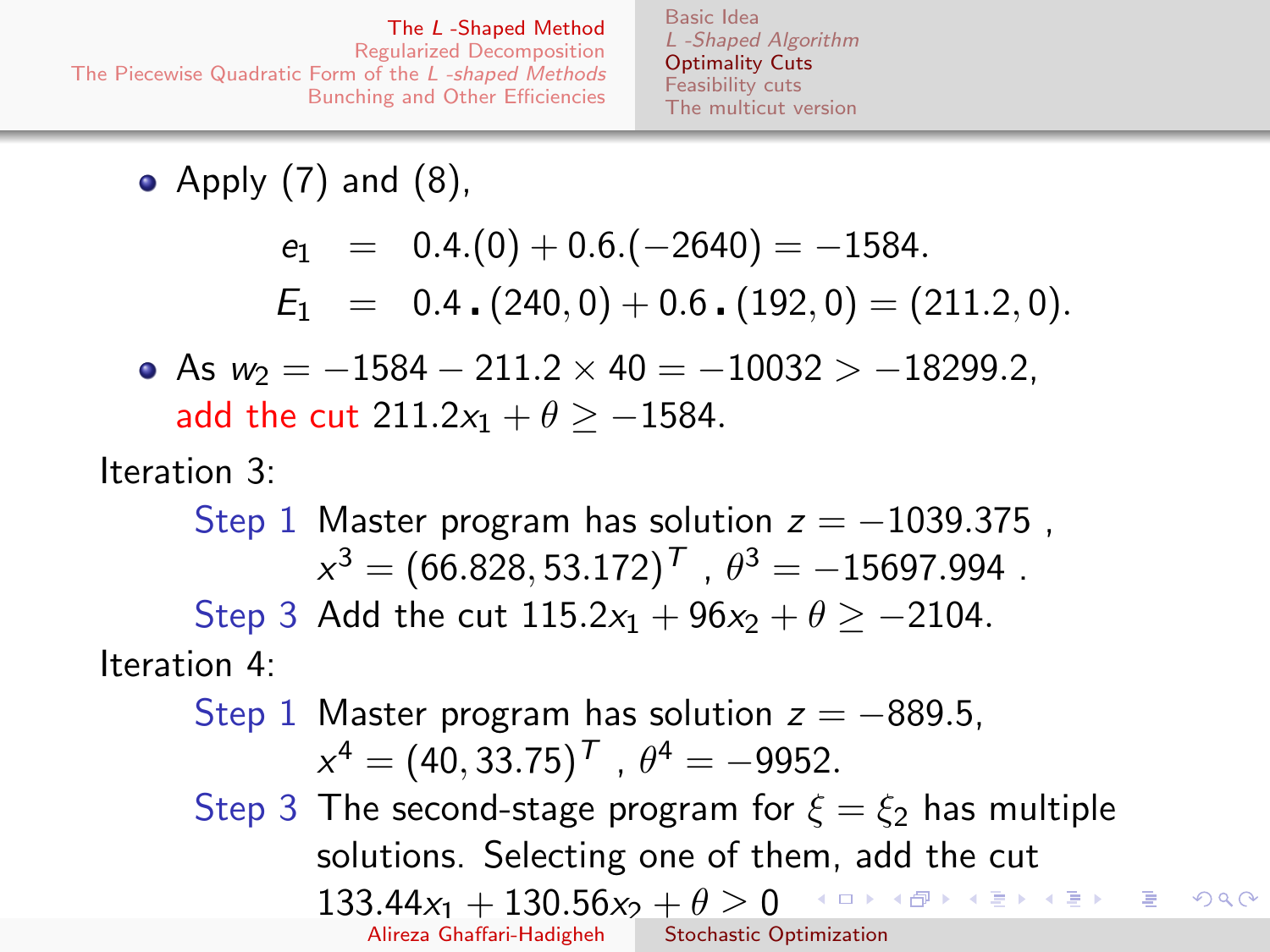- Apply (7) and (8),

$$e_1 = 0.4.(0) + 0.6.(-2640) = -1584.$$

$$E_1 = 0.4\,.\,(240, 0) + 0.6\,.\,(192, 0) = (211.2, 0).$$

- As $w_2 = -1584 - 211.2 \times 40 = -10032 > -18299.2$, add the cut $211.2x_1 + \theta \geq -1584$.

Iteration 3:

Step 1 Master program has solution $z = -1039.375$ , $x^3 = (66.828, 53.172)^T$ , $\theta^3 = -15697.994$ .

Step 3 Add the cut $115.2x_1 + 96x_2 + \theta \geq -2104$.

Iteration 4:

Step 1 Master program has solution $z = -889.5$, $x^4 = (40, 33.75)^T$ , $\theta^4 = -9952$.

Step 3 The second-stage program for $\xi = \xi_2$ has multiple solutions. Selecting one of them, add the cut $133.44x_1 + 130.56x_2 + \theta \geq 0$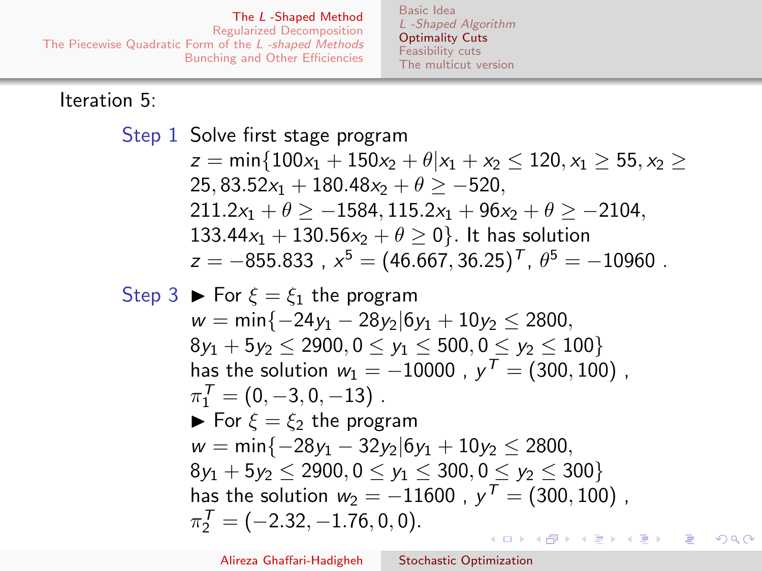Iteration 5:

**Step 1** Solve first stage program
$z = \min\{100x_1 + 150x_2 + \theta | x_1 + x_2 \leq 120, x_1 \geq 55, x_2 \geq 25, 83.52x_1 + 180.48x_2 + \theta \geq -520,$
$211.2x_1 + \theta \geq -1584, 115.2x_1 + 96x_2 + \theta \geq -2104,$
$133.44x_1 + 130.56x_2 + \theta \geq 0\}$. It has solution
$z = -855.833$ , $x^5 = (46.667, 36.25)^T$, $\theta^5 = -10960$ .

**Step 3**

- For $\xi = \xi_1$ the program
  $w = \min\{-24y_1 - 28y_2 | 6y_1 + 10y_2 \leq 2800,$
  $8y_1 + 5y_2 \leq 2900, 0 \leq y_1 \leq 500, 0 \leq y_2 \leq 100\}$
  has the solution $w_1 = -10000$ , $y^T = (300, 100)$ ,
  $\pi_1^T = (0, -3, 0, -13)$ .
- For $\xi = \xi_2$ the program
  $w = \min\{-28y_1 - 32y_2 | 6y_1 + 10y_2 \leq 2800,$
  $8y_1 + 5y_2 \leq 2900, 0 \leq y_1 \leq 300, 0 \leq y_2 \leq 300\}$
  has the solution $w_2 = -11600$ , $y^T = (300, 100)$ ,
  $\pi_2^T = (-2.32, -1.76, 0, 0)$.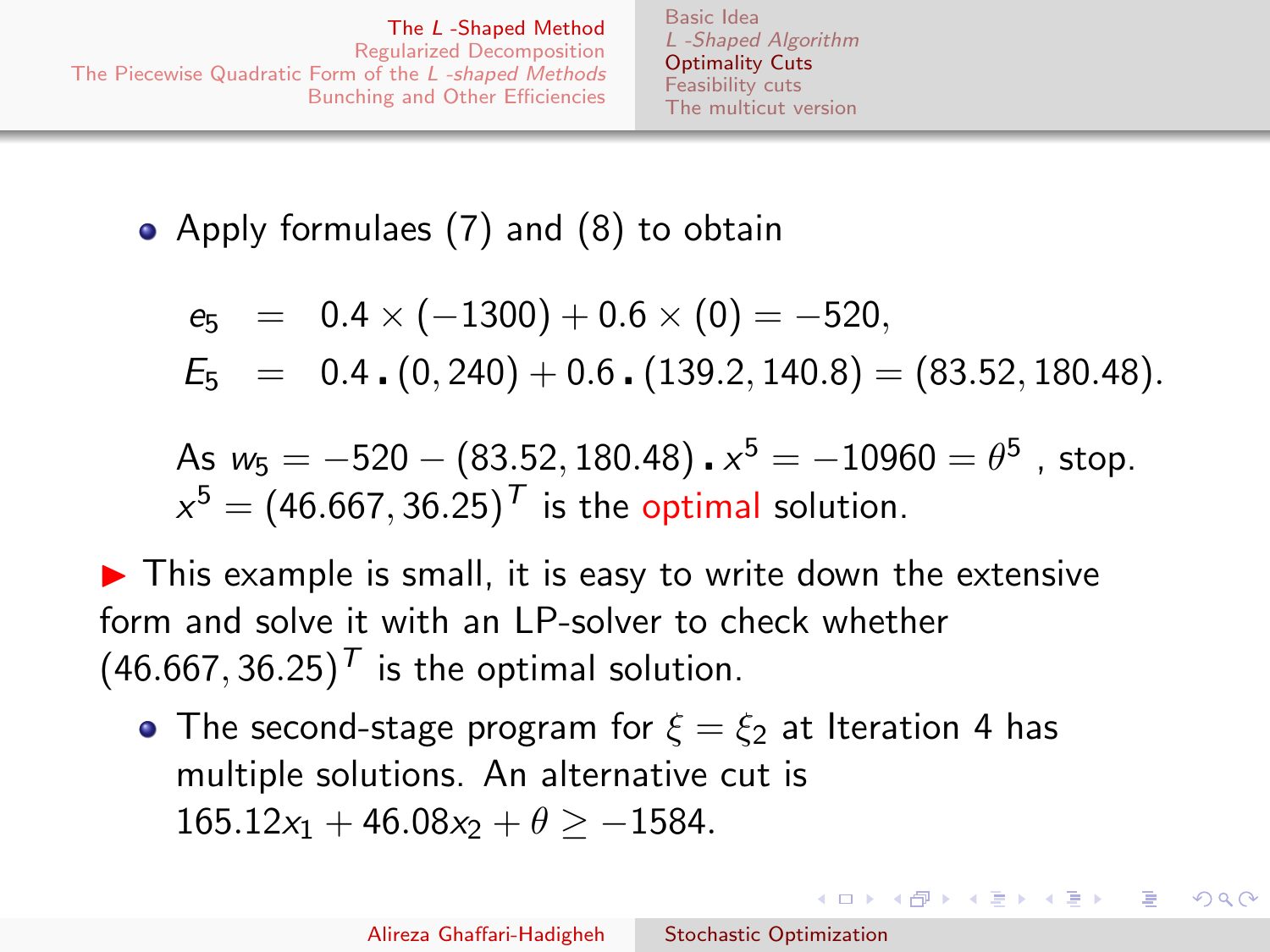- Apply formulaes (7) and (8) to obtain

$$
\begin{aligned}
e_5 &= 0.4 \times (-1300) + 0.6 \times (0) = -520, \\
E_5 &= 0.4 \,.\, (0, 240) + 0.6 \,.\, (139.2, 140.8) = (83.52, 180.48).
\end{aligned}
$$

As $w_5 = -520 - (83.52, 180.48) \,.\, x^5 = -10960 = \theta^5$ , stop. $x^5 = (46.667, 36.25)^T$ is the optimal solution.

▶ This example is small, it is easy to write down the extensive form and solve it with an LP-solver to check whether $(46.667, 36.25)^T$ is the optimal solution.

- The second-stage program for $\xi = \xi_2$ at Iteration 4 has multiple solutions. An alternative cut is $165.12x_1 + 46.08x_2 + \theta \geq -1584$.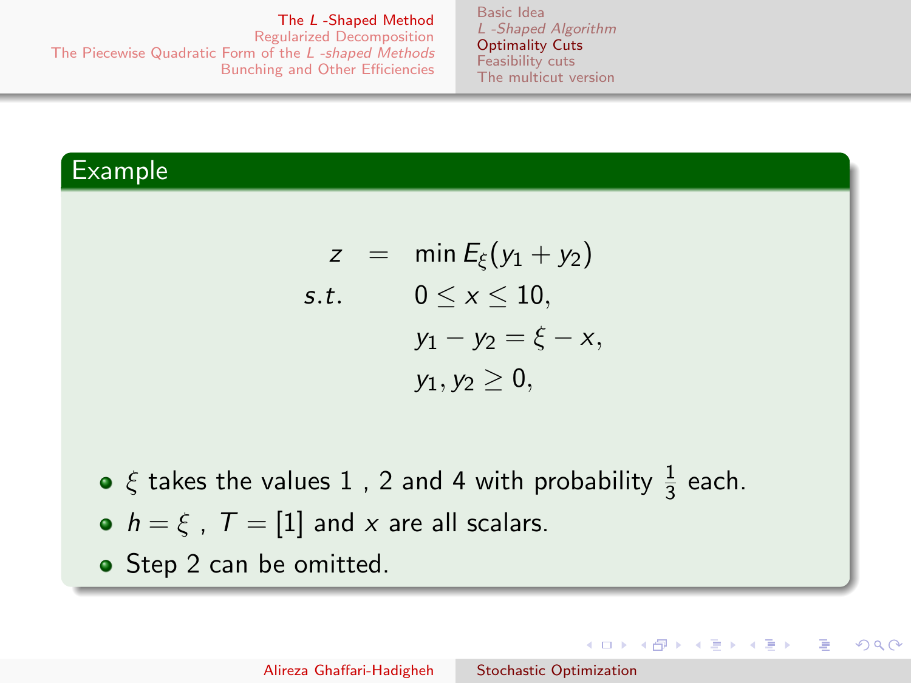## Example

$$
\begin{aligned}
z &= \min E_{\xi}(y_1 + y_2) \\
s.t. \quad & 0 \leq x \leq 10, \\
& y_1 - y_2 = \xi - x, \\
& y_1, y_2 \geq 0,
\end{aligned}
$$

- $\xi$ takes the values 1 , 2 and 4 with probability $\frac{1}{3}$ each.
- $h = \xi$ , $T = [1]$ and $x$ are all scalars.
- Step 2 can be omitted.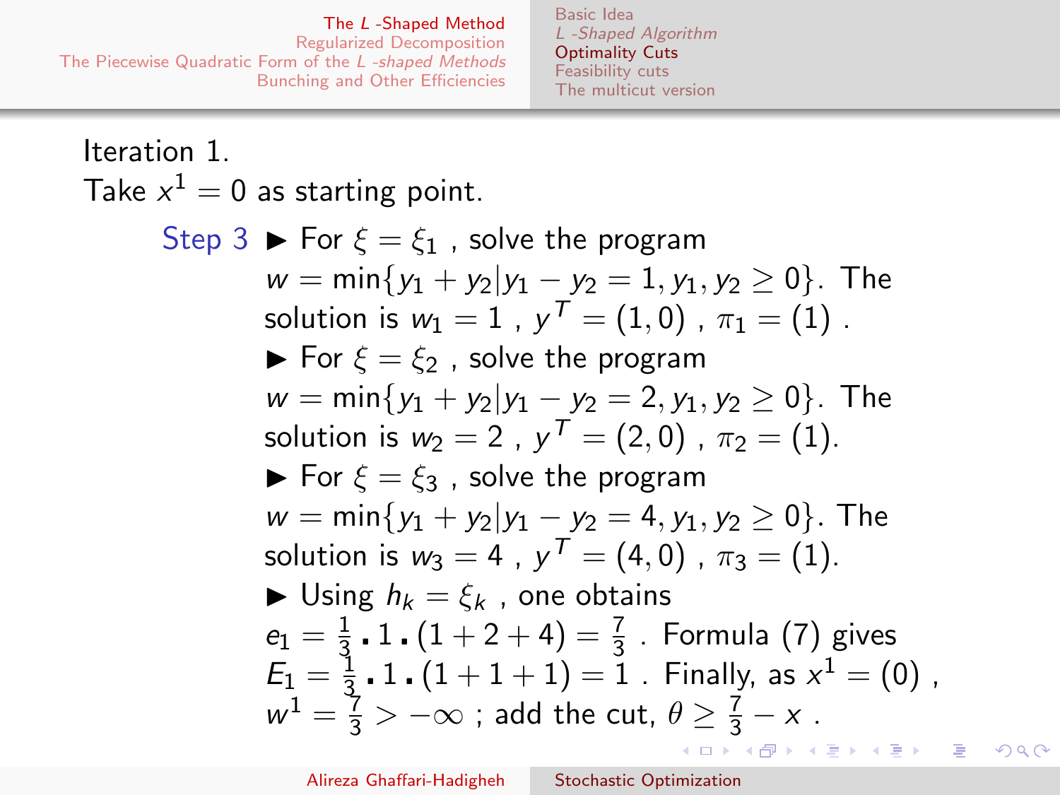Iteration 1.

Take $x^1 = 0$ as starting point.

**Step 3**

- For $\xi = \xi_1$ , solve the program $w = \min\{y_1 + y_2 | y_1 - y_2 = 1, y_1, y_2 \geq 0\}$. The solution is $w_1 = 1$ , $y^T = (1, 0)$ , $\pi_1 = (1)$ .
- For $\xi = \xi_2$ , solve the program $w = \min\{y_1 + y_2 | y_1 - y_2 = 2, y_1, y_2 \geq 0\}$. The solution is $w_2 = 2$ , $y^T = (2, 0)$ , $\pi_2 = (1)$.
- For $\xi = \xi_3$ , solve the program $w = \min\{y_1 + y_2 | y_1 - y_2 = 4, y_1, y_2 \geq 0\}$. The solution is $w_3 = 4$ , $y^T = (4, 0)$ , $\pi_3 = (1)$.
- Using $h_k = \xi_k$ , one obtains $e_1 = \frac{1}{3} \cdot 1 \cdot (1 + 2 + 4) = \frac{7}{3}$ . Formula (7) gives $E_1 = \frac{1}{3} \cdot 1 \cdot (1 + 1 + 1) = 1$ . Finally, as $x^1 = (0)$ , $w^1 = \frac{7}{3} > -\infty$ ; add the cut, $\theta \geq \frac{7}{3} - x$ .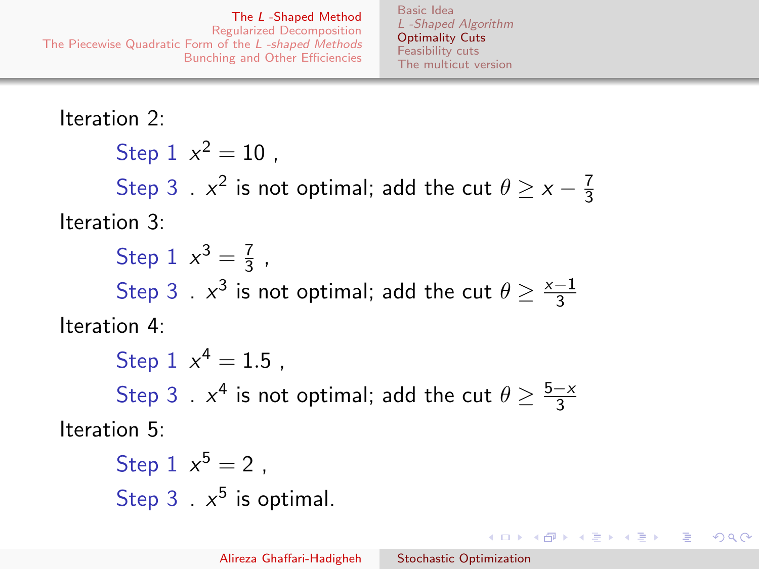Iteration 2:

- Step 1 $x^2 = 10$ ,
- Step 3 . $x^2$ is not optimal; add the cut $\theta \geq x - \frac{7}{3}$

Iteration 3:

- Step 1 $x^3 = \frac{7}{3}$ ,
- Step 3 . $x^3$ is not optimal; add the cut $\theta \geq \frac{x-1}{3}$

Iteration 4:

- Step 1 $x^4 = 1.5$ ,
- Step 3 . $x^4$ is not optimal; add the cut $\theta \geq \frac{5-x}{3}$

Iteration 5:

- Step 1 $x^5 = 2$ ,
- Step 3 . $x^5$ is optimal.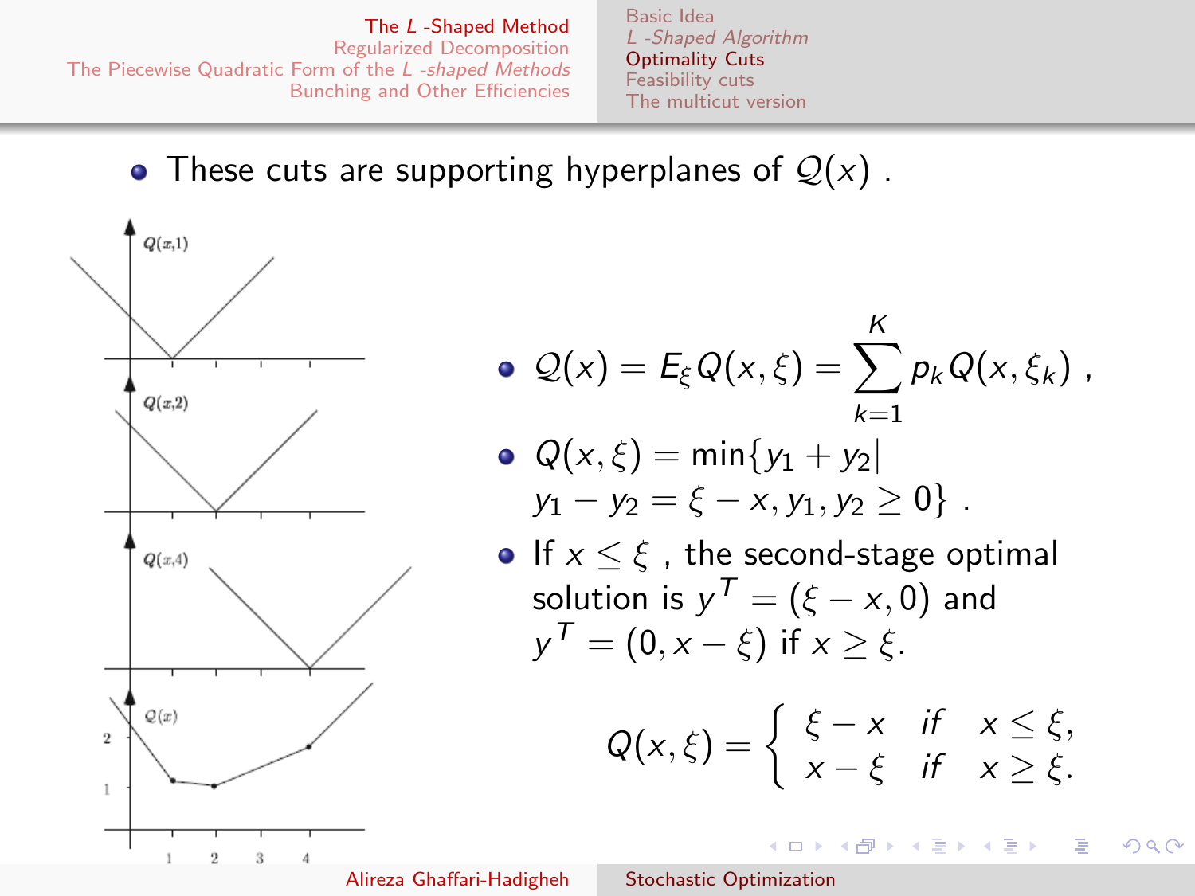- These cuts are supporting hyperplanes of $\mathcal{Q}(x)$ .

- $\mathcal{Q}(x) = E_\xi Q(x, \xi) = \sum_{k=1}^{K} p_k Q(x, \xi_k)$ ,
- $Q(x, \xi) = \min\{y_1 + y_2 | y_1 - y_2 = \xi - x, y_1, y_2 \geq 0\}$ .
- If $x \leq \xi$ , the second-stage optimal solution is $y^T = (\xi - x, 0)$ and $y^T = (0, x - \xi)$ if $x \geq \xi$.

$$Q(x, \xi) = \begin{cases} \xi - x & \text{if} \quad x \leq \xi, \\ x - \xi & \text{if} \quad x \geq \xi. \end{cases}$$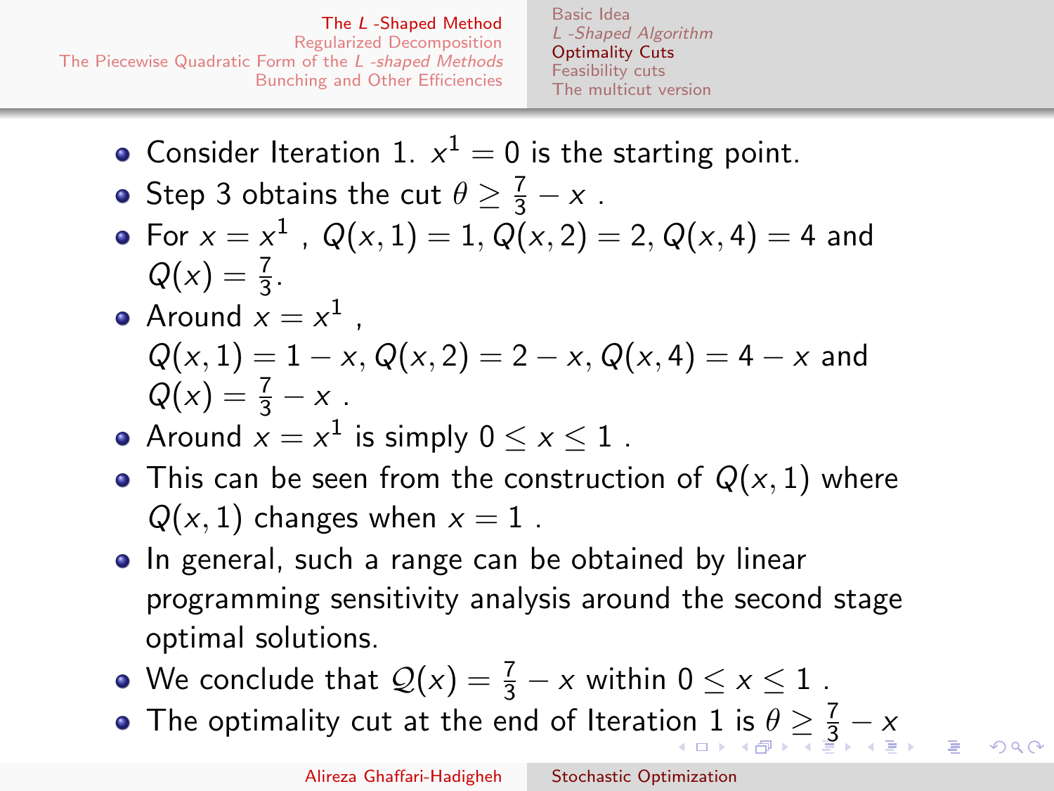- Consider Iteration 1. $x^1 = 0$ is the starting point.
- Step 3 obtains the cut $\theta \geq \frac{7}{3} - x$ .
- For $x = x^1$ , $Q(x,1) = 1, Q(x,2) = 2, Q(x,4) = 4$ and $Q(x) = \frac{7}{3}$.
- Around $x = x^1$ , $Q(x,1) = 1 - x, Q(x,2) = 2 - x, Q(x,4) = 4 - x$ and $Q(x) = \frac{7}{3} - x$ .
- Around $x = x^1$ is simply $0 \leq x \leq 1$ .
- This can be seen from the construction of $Q(x,1)$ where $Q(x,1)$ changes when $x = 1$ .
- In general, such a range can be obtained by linear programming sensitivity analysis around the second stage optimal solutions.
- We conclude that $\mathcal{Q}(x) = \frac{7}{3} - x$ within $0 \leq x \leq 1$ .
- The optimality cut at the end of Iteration 1 is $\theta \geq \frac{7}{3} - x$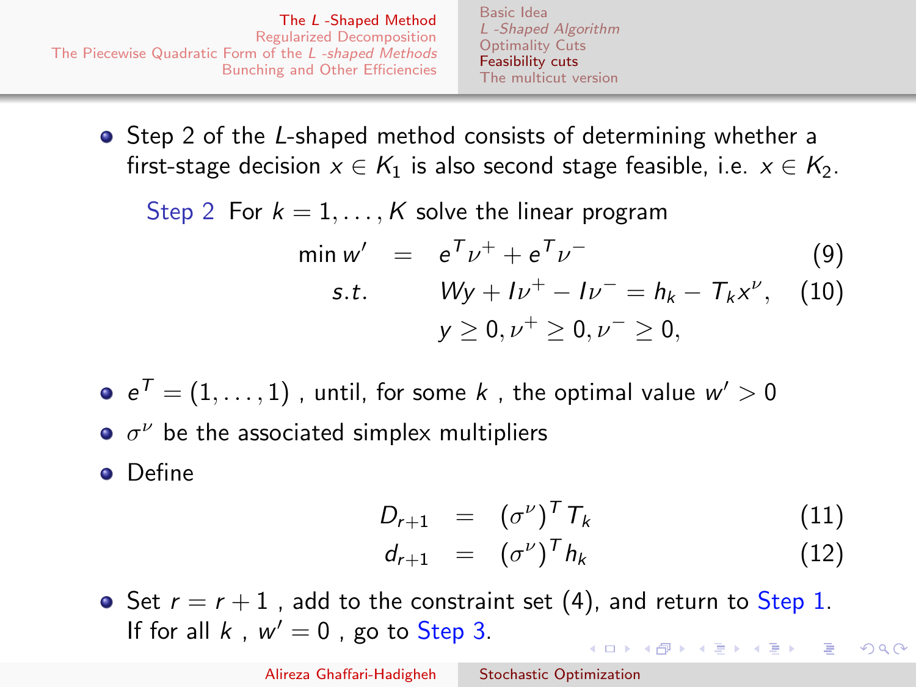- Step 2 of the $L$-shaped method consists of determining whether a first-stage decision $x \in K_1$ is also second stage feasible, i.e. $x \in K_2$.

Step 2 For $k = 1, \ldots, K$ solve the linear program

$$
\begin{aligned}
\min w' &= e^T \nu^+ + e^T \nu^- && (9)\\
s.t. \quad & Wy + I\nu^+ - I\nu^- = h_k - T_k x^\nu, && (10)\\
& y \geq 0, \nu^+ \geq 0, \nu^- \geq 0, &&
\end{aligned}
$$

- $e^T = (1, \ldots, 1)$ , until, for some $k$ , the optimal value $w' > 0$
- $\sigma^\nu$ be the associated simplex multipliers
- Define

$$
\begin{aligned}
D_{r+1} &= (\sigma^\nu)^T T_k && (11)\\
d_{r+1} &= (\sigma^\nu)^T h_k && (12)
\end{aligned}
$$

- Set $r = r + 1$ , add to the constraint set (4), and return to Step 1. If for all $k$ , $w' = 0$ , go to Step 3.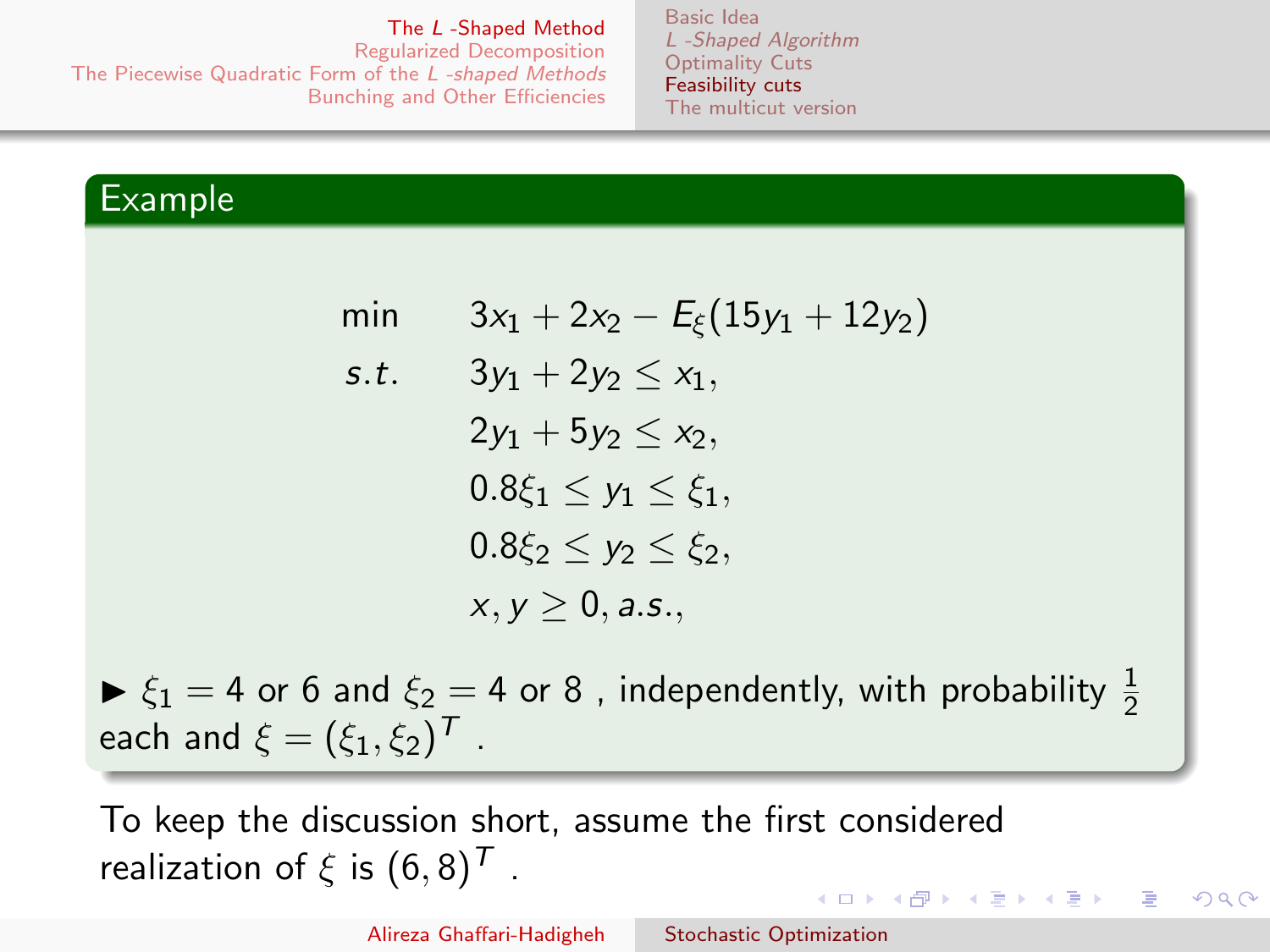### Example

$$
\begin{aligned}
\min \quad & 3x_1 + 2x_2 - E_\xi(15y_1 + 12y_2) \\
s.t. \quad & 3y_1 + 2y_2 \leq x_1, \\
& 2y_1 + 5y_2 \leq x_2, \\
& 0.8\xi_1 \leq y_1 \leq \xi_1, \\
& 0.8\xi_2 \leq y_2 \leq \xi_2, \\
& x, y \geq 0, a.s.,
\end{aligned}
$$

- $\xi_1 = 4$ or $6$ and $\xi_2 = 4$ or $8$ , independently, with probability $\frac{1}{2}$ each and $\xi = (\xi_1, \xi_2)^T$ .

To keep the discussion short, assume the first considered realization of $\xi$ is $(6, 8)^T$ .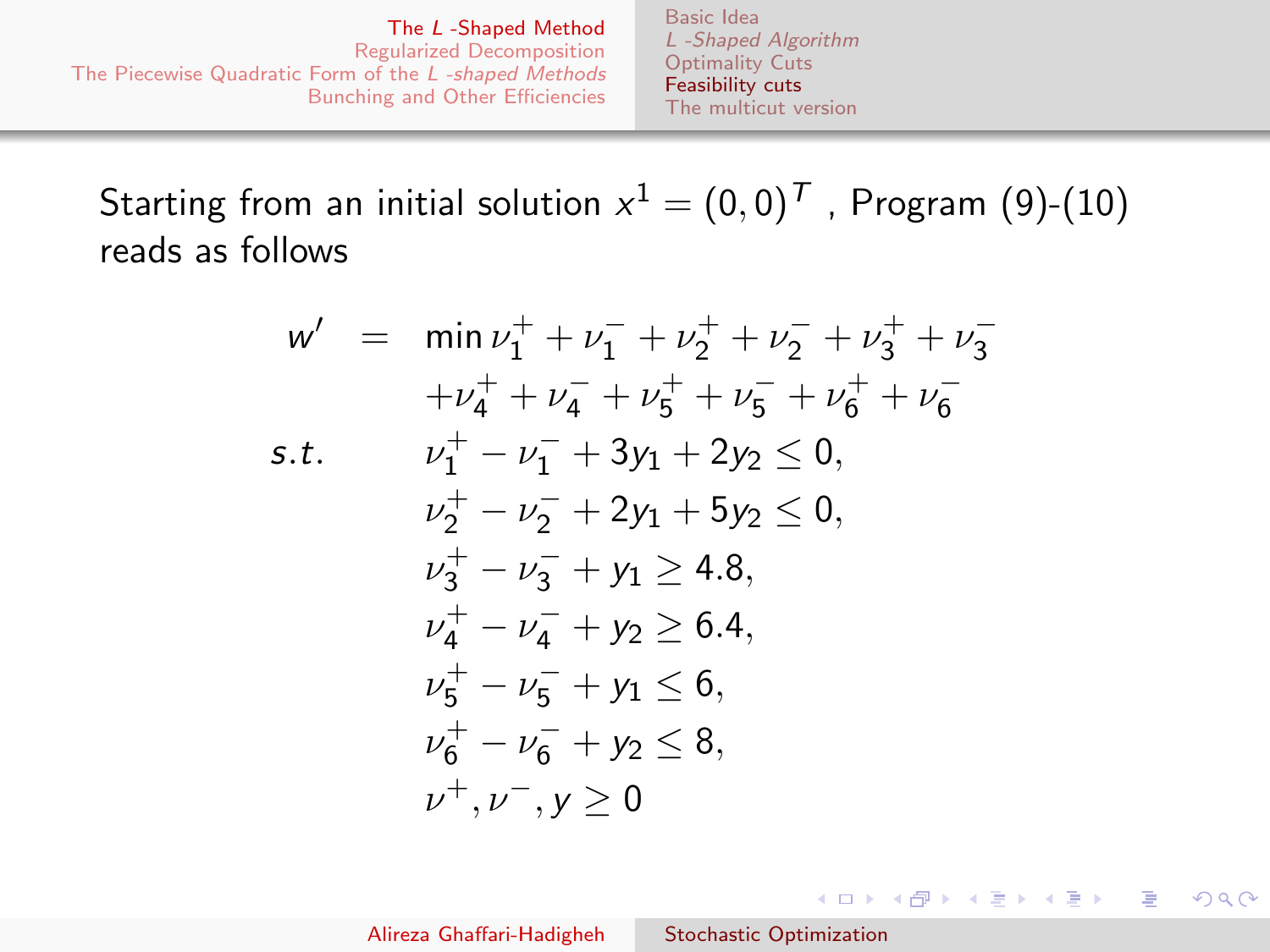Starting from an initial solution $x^1 = (0,0)^T$ , Program (9)-(10) reads as follows

$$
\begin{aligned}
w' \quad = \quad & \min \nu_1^+ + \nu_1^- + \nu_2^+ + \nu_2^- + \nu_3^+ + \nu_3^- \\
& + \nu_4^+ + \nu_4^- + \nu_5^+ + \nu_5^- + \nu_6^+ + \nu_6^- \\
s.t. \qquad & \nu_1^+ - \nu_1^- + 3y_1 + 2y_2 \leq 0, \\
& \nu_2^+ - \nu_2^- + 2y_1 + 5y_2 \leq 0, \\
& \nu_3^+ - \nu_3^- + y_1 \geq 4.8, \\
& \nu_4^+ - \nu_4^- + y_2 \geq 6.4, \\
& \nu_5^+ - \nu_5^- + y_1 \leq 6, \\
& \nu_6^+ - \nu_6^- + y_2 \leq 8, \\
& \nu^+, \nu^-, y \geq 0
\end{aligned}
$$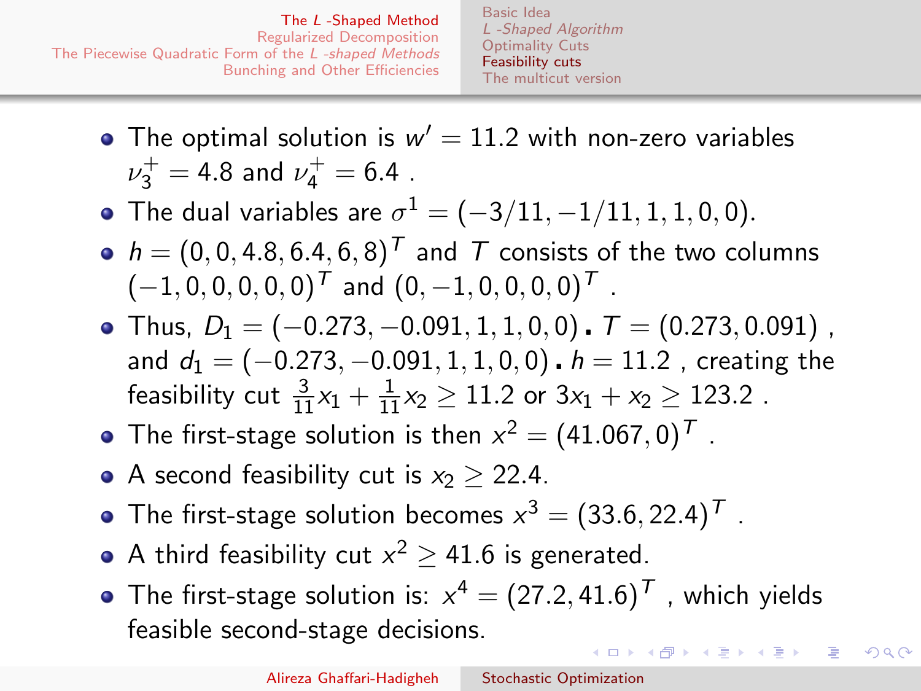- The optimal solution is $w' = 11.2$ with non-zero variables $\nu_3^+ = 4.8$ and $\nu_4^+ = 6.4$ .
- The dual variables are $\sigma^1 = (-3/11, -1/11, 1, 1, 0, 0)$.
- $h = (0, 0, 4.8, 6.4, 6, 8)^T$ and $T$ consists of the two columns $(-1, 0, 0, 0, 0, 0)^T$ and $(0, -1, 0, 0, 0, 0)^T$ .
- Thus, $D_1 = (-0.273, -0.091, 1, 1, 0, 0) \cdot T = (0.273, 0.091)$ , and $d_1 = (-0.273, -0.091, 1, 1, 0, 0) \cdot h = 11.2$ , creating the feasibility cut $\frac{3}{11}x_1 + \frac{1}{11}x_2 \geq 11.2$ or $3x_1 + x_2 \geq 123.2$ .
- The first-stage solution is then $x^2 = (41.067, 0)^T$ .
- A second feasibility cut is $x_2 \geq 22.4$.
- The first-stage solution becomes $x^3 = (33.6, 22.4)^T$ .
- A third feasibility cut $x^2 \geq 41.6$ is generated.
- The first-stage solution is: $x^4 = (27.2, 41.6)^T$ , which yields feasible second-stage decisions.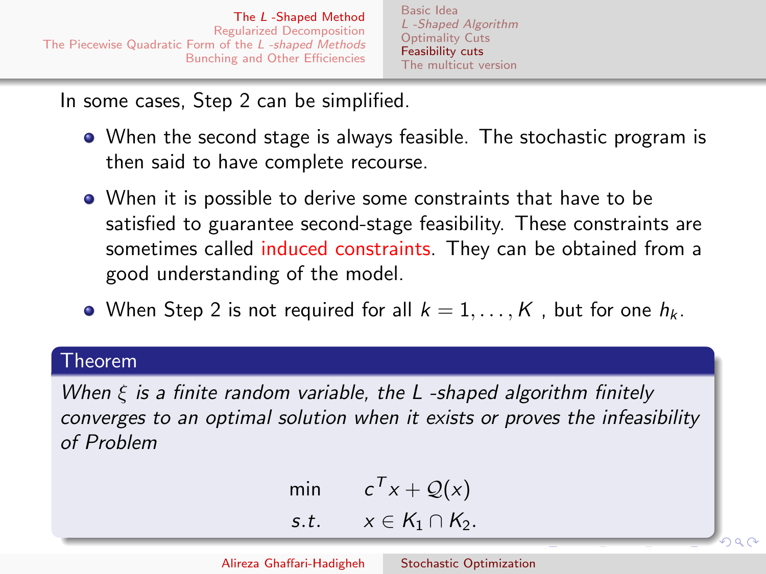In some cases, Step 2 can be simplified.

- When the second stage is always feasible. The stochastic program is then said to have complete recourse.
- When it is possible to derive some constraints that have to be satisfied to guarantee second-stage feasibility. These constraints are sometimes called induced constraints. They can be obtained from a good understanding of the model.
- When Step 2 is not required for all $k = 1, \ldots, K$ , but for one $h_k$.

**Theorem**

*When $\xi$ is a finite random variable, the L -shaped algorithm finitely converges to an optimal solution when it exists or proves the infeasibility of Problem*

$$
\begin{array}{ll}
\min & c^T x + \mathcal{Q}(x) \\
s.t. & x \in K_1 \cap K_2.
\end{array}
$$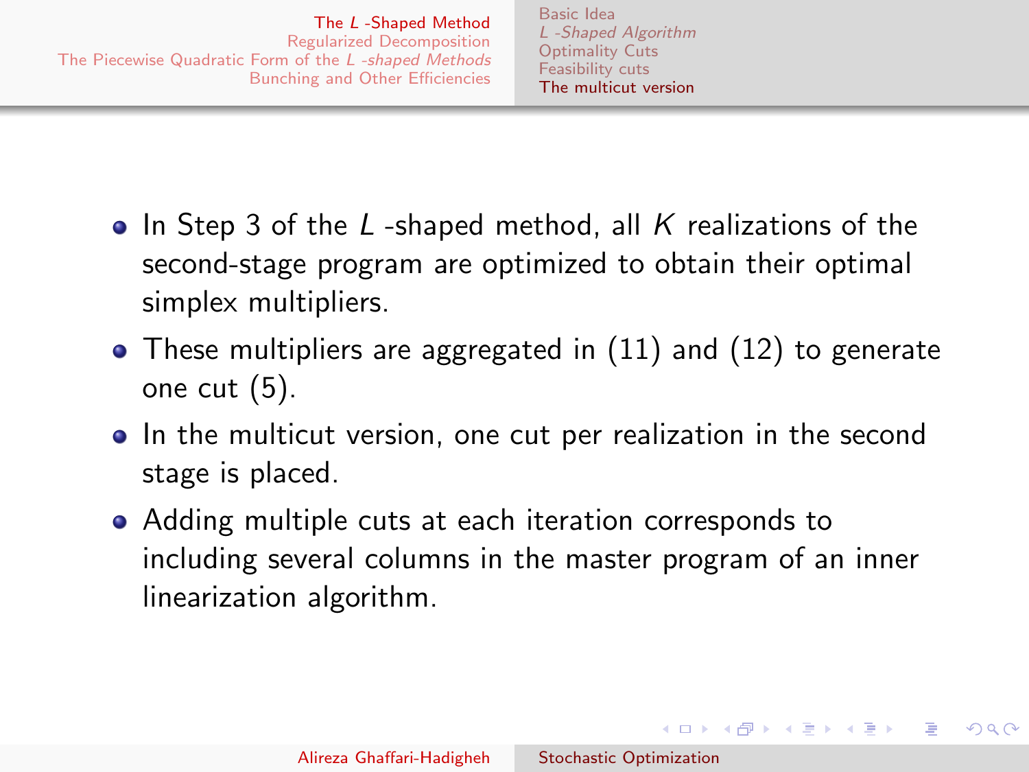- In Step 3 of the *L* -shaped method, all *K* realizations of the second-stage program are optimized to obtain their optimal simplex multipliers.
- These multipliers are aggregated in (11) and (12) to generate one cut (5).
- In the multicut version, one cut per realization in the second stage is placed.
- Adding multiple cuts at each iteration corresponds to including several columns in the master program of an inner linearization algorithm.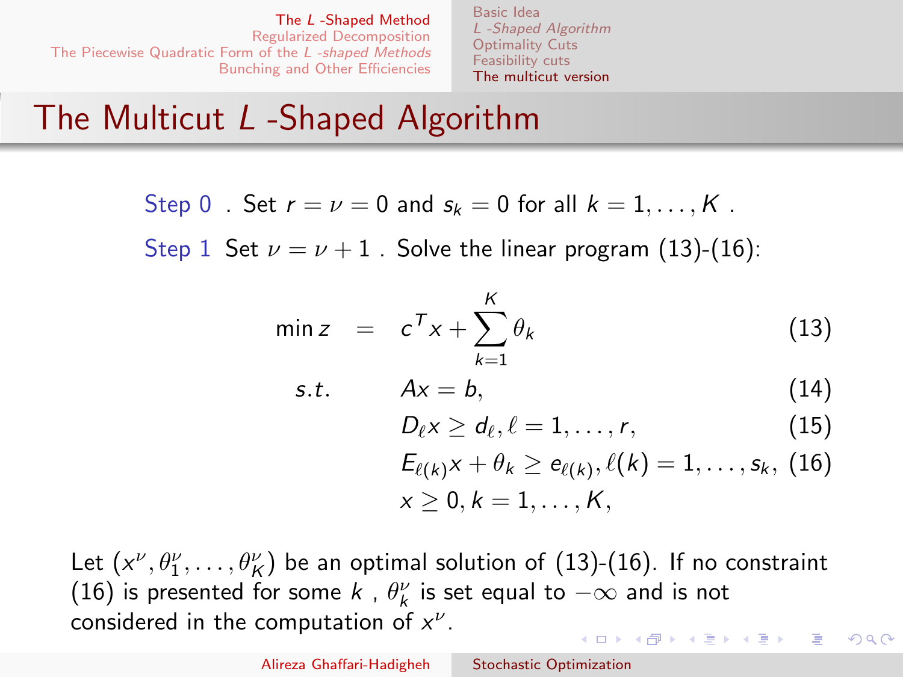# The Multicut $L$ -Shaped Algorithm

**Step 0** . Set $r = \nu = 0$ and $s_k = 0$ for all $k = 1, \ldots, K$ .

**Step 1** Set $\nu = \nu + 1$ . Solve the linear program (13)-(16):

$$
\begin{aligned}
\min z \quad &= \quad c^T x + \sum_{k=1}^{K} \theta_k && (13) \\
s.t. \quad & \quad Ax = b, && (14) \\
& \quad D_\ell x \geq d_\ell, \ell = 1, \ldots, r, && (15) \\
& \quad E_{\ell(k)} x + \theta_k \geq e_{\ell(k)}, \ell(k) = 1, \ldots, s_k, && (16) \\
& \quad x \geq 0, k = 1, \ldots, K, &&
\end{aligned}
$$

Let $(x^\nu, \theta_1^\nu, \ldots, \theta_K^\nu)$ be an optimal solution of (13)-(16). If no constraint (16) is presented for some $k$ , $\theta_k^\nu$ is set equal to $-\infty$ and is not considered in the computation of $x^\nu$.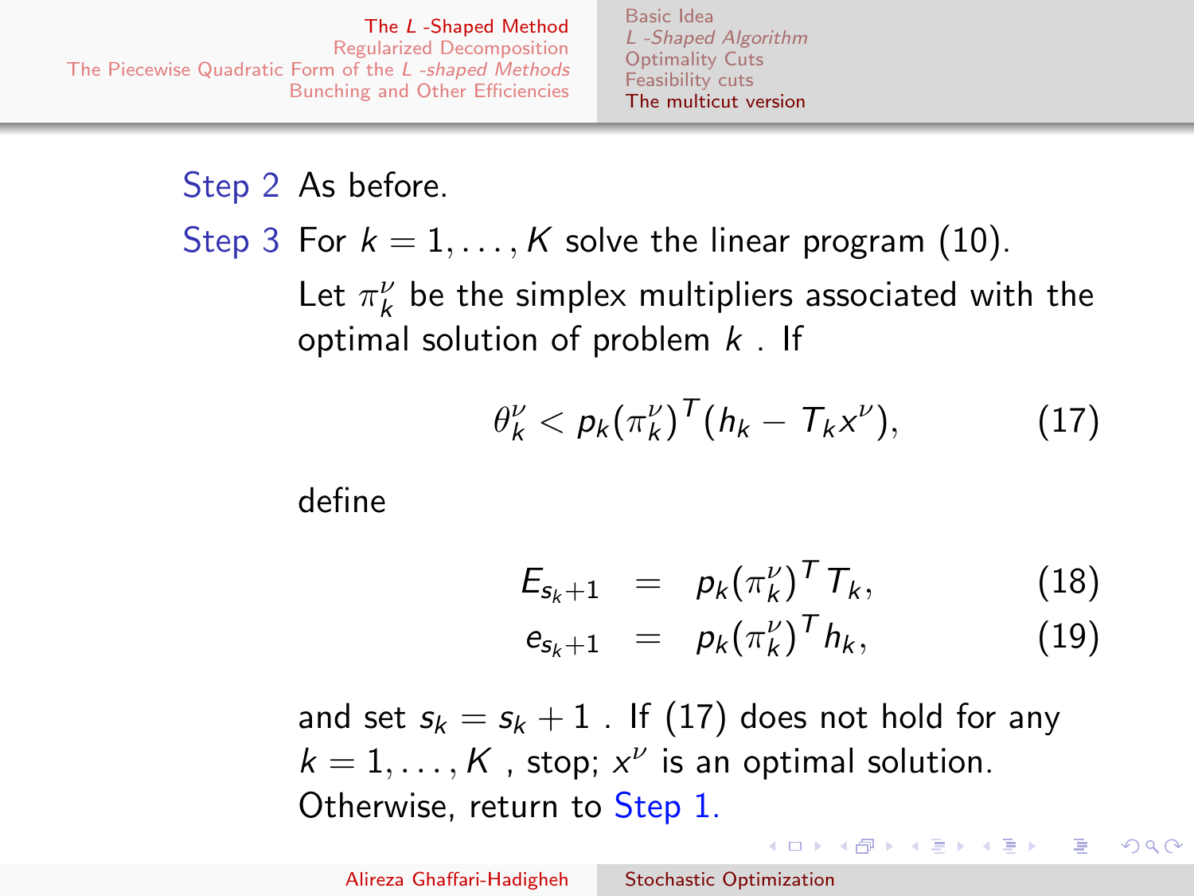**Step 2** As before.

**Step 3** For $k = 1, \ldots, K$ solve the linear program (10). Let $\pi_k^\nu$ be the simplex multipliers associated with the optimal solution of problem $k$ . If

$$\theta_k^\nu < p_k(\pi_k^\nu)^T(h_k - T_k x^\nu), \tag{17}$$

define

$$E_{s_k+1} = p_k(\pi_k^\nu)^T T_k, \tag{18}$$

$$e_{s_k+1} = p_k(\pi_k^\nu)^T h_k, \tag{19}$$

and set $s_k = s_k + 1$ . If (17) does not hold for any $k = 1, \ldots, K$ , stop; $x^\nu$ is an optimal solution. Otherwise, return to Step 1.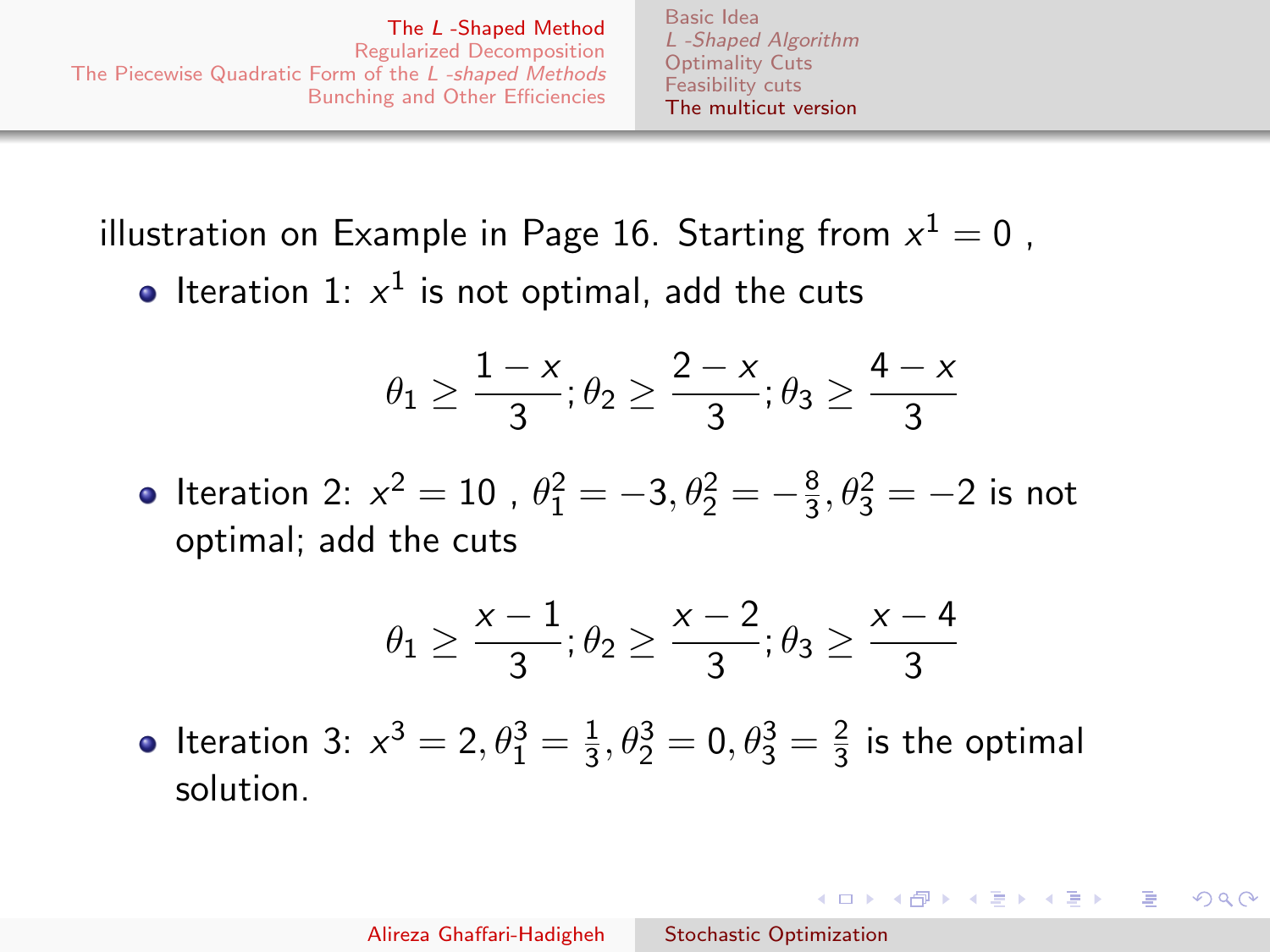illustration on Example in Page 16. Starting from $x^1 = 0$ ,

- Iteration 1: $x^1$ is not optimal, add the cuts

$$\theta_1 \geq \frac{1-x}{3}; \theta_2 \geq \frac{2-x}{3}; \theta_3 \geq \frac{4-x}{3}$$

- Iteration 2: $x^2 = 10$ , $\theta_1^2 = -3, \theta_2^2 = -\frac{8}{3}, \theta_3^2 = -2$ is not optimal; add the cuts

$$\theta_1 \geq \frac{x-1}{3}; \theta_2 \geq \frac{x-2}{3}; \theta_3 \geq \frac{x-4}{3}$$

- Iteration 3: $x^3 = 2, \theta_1^3 = \frac{1}{3}, \theta_2^3 = 0, \theta_3^3 = \frac{2}{3}$ is the optimal solution.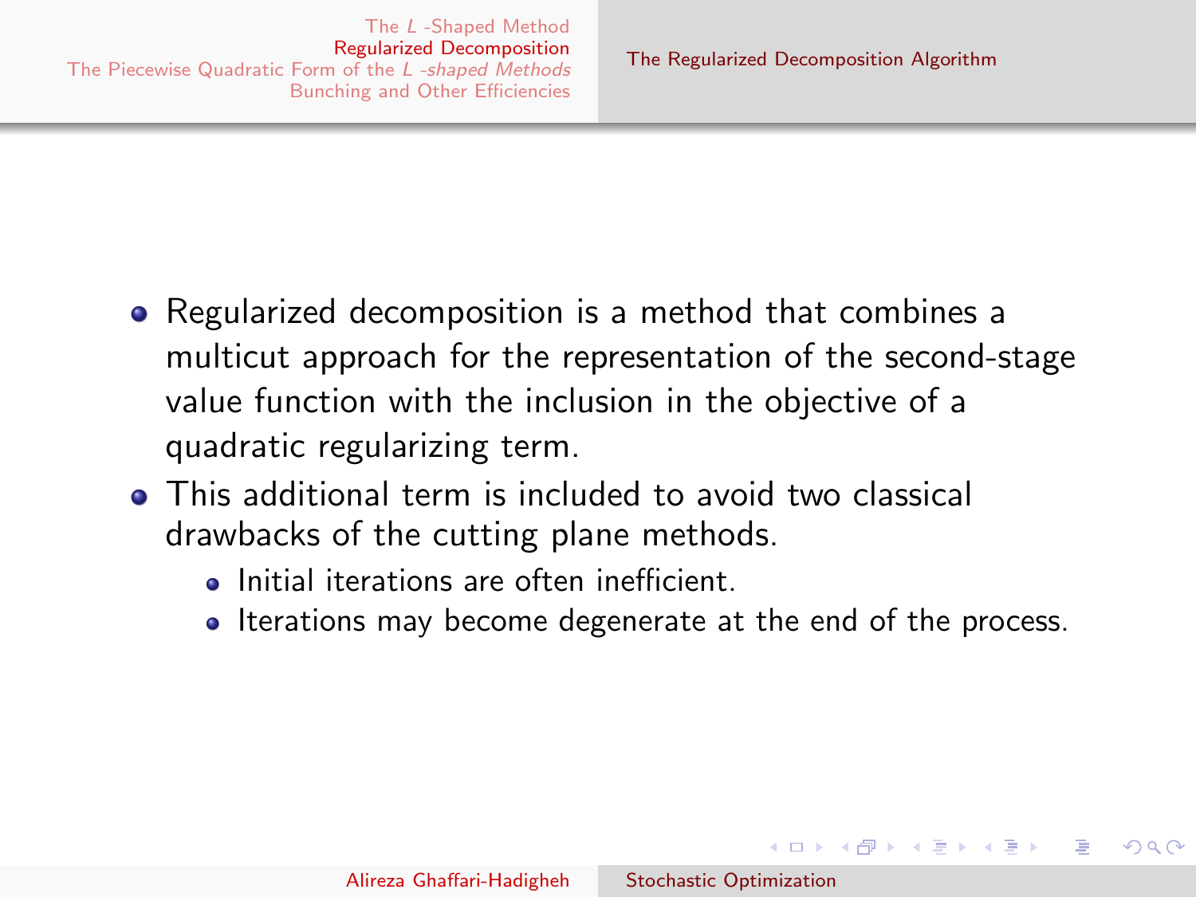- Regularized decomposition is a method that combines a multicut approach for the representation of the second-stage value function with the inclusion in the objective of a quadratic regularizing term.
- This additional term is included to avoid two classical drawbacks of the cutting plane methods.
  - Initial iterations are often inefficient.
  - Iterations may become degenerate at the end of the process.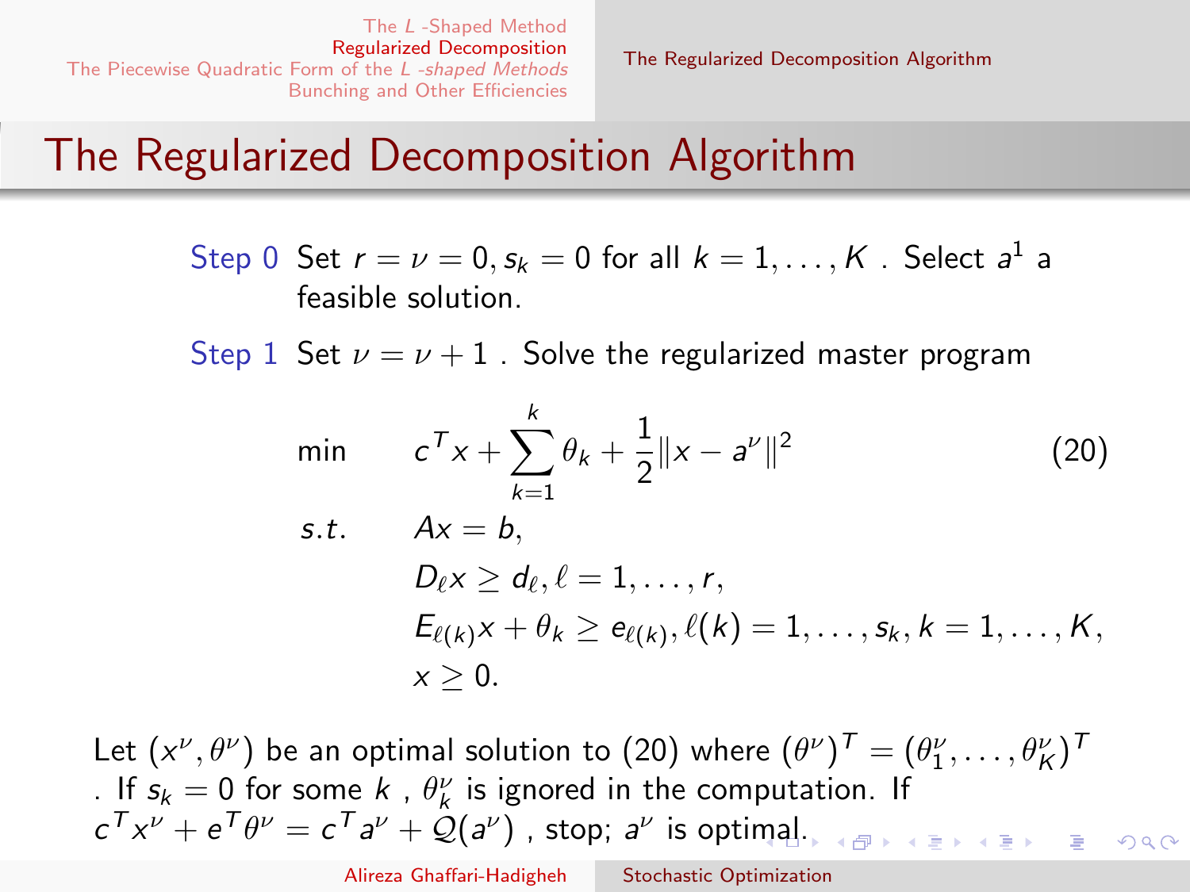# The Regularized Decomposition Algorithm

**Step 0** Set $r = \nu = 0, s_k = 0$ for all $k = 1, \ldots, K$ . Select $a^1$ a feasible solution.

**Step 1** Set $\nu = \nu + 1$ . Solve the regularized master program

$$
\begin{aligned}
\min \quad & c^T x + \sum_{k=1}^{k} \theta_k + \frac{1}{2}\|x - a^\nu\|^2 \qquad (20) \\
s.t. \quad & Ax = b, \\
& D_\ell x \geq d_\ell, \ell = 1, \ldots, r, \\
& E_{\ell(k)} x + \theta_k \geq e_{\ell(k)}, \ell(k) = 1, \ldots, s_k, k = 1, \ldots, K, \\
& x \geq 0.
\end{aligned}
$$

Let $(x^\nu, \theta^\nu)$ be an optimal solution to (20) where $(\theta^\nu)^T = (\theta_1^\nu, \ldots, \theta_K^\nu)^T$ . If $s_k = 0$ for some $k$ , $\theta_k^\nu$ is ignored in the computation. If $c^T x^\nu + e^T \theta^\nu = c^T a^\nu + \mathcal{Q}(a^\nu)$ , stop; $a^\nu$ is optimal.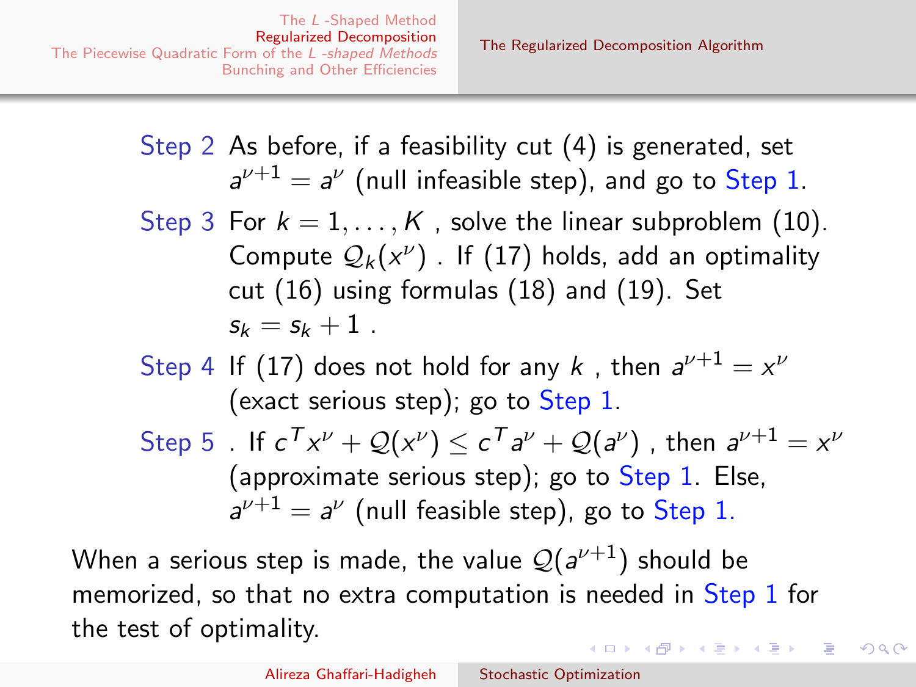Step 2 As before, if a feasibility cut (4) is generated, set $a^{\nu+1} = a^{\nu}$ (null infeasible step), and go to Step 1.

Step 3 For $k = 1, \dots, K$ , solve the linear subproblem (10). Compute $\mathcal{Q}_k(x^{\nu})$ . If (17) holds, add an optimality cut (16) using formulas (18) and (19). Set $s_k = s_k + 1$ .

Step 4 If (17) does not hold for any $k$ , then $a^{\nu+1} = x^{\nu}$ (exact serious step); go to Step 1.

Step 5 . If $c^T x^{\nu} + \mathcal{Q}(x^{\nu}) \le c^T a^{\nu} + \mathcal{Q}(a^{\nu})$ , then $a^{\nu+1} = x^{\nu}$ (approximate serious step); go to Step 1. Else, $a^{\nu+1} = a^{\nu}$ (null feasible step), go to Step 1.

When a serious step is made, the value $\mathcal{Q}(a^{\nu+1})$ should be memorized, so that no extra computation is needed in Step 1 for the test of optimality.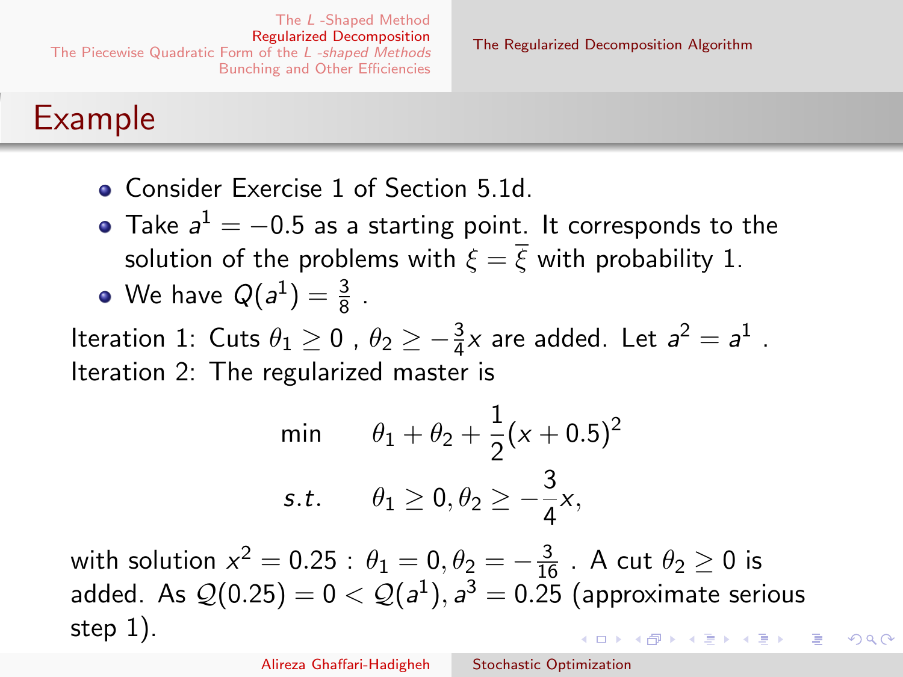## Example

- Consider Exercise 1 of Section 5.1d.
- Take $a^1 = -0.5$ as a starting point. It corresponds to the solution of the problems with $\xi = \overline{\xi}$ with probability 1.
- We have $Q(a^1) = \frac{3}{8}$ .

Iteration 1: Cuts $\theta_1 \geq 0$ , $\theta_2 \geq -\frac{3}{4}x$ are added. Let $a^2 = a^1$ .
Iteration 2: The regularized master is

$$
\begin{aligned}
\min \quad & \theta_1 + \theta_2 + \frac{1}{2}(x + 0.5)^2 \\
s.t. \quad & \theta_1 \geq 0, \theta_2 \geq -\frac{3}{4}x,
\end{aligned}
$$

with solution $x^2 = 0.25$ : $\theta_1 = 0, \theta_2 = -\frac{3}{16}$ . A cut $\theta_2 \geq 0$ is added. As $\mathcal{Q}(0.25) = 0 < \mathcal{Q}(a^1), a^3 = 0.25$ (approximate serious step 1).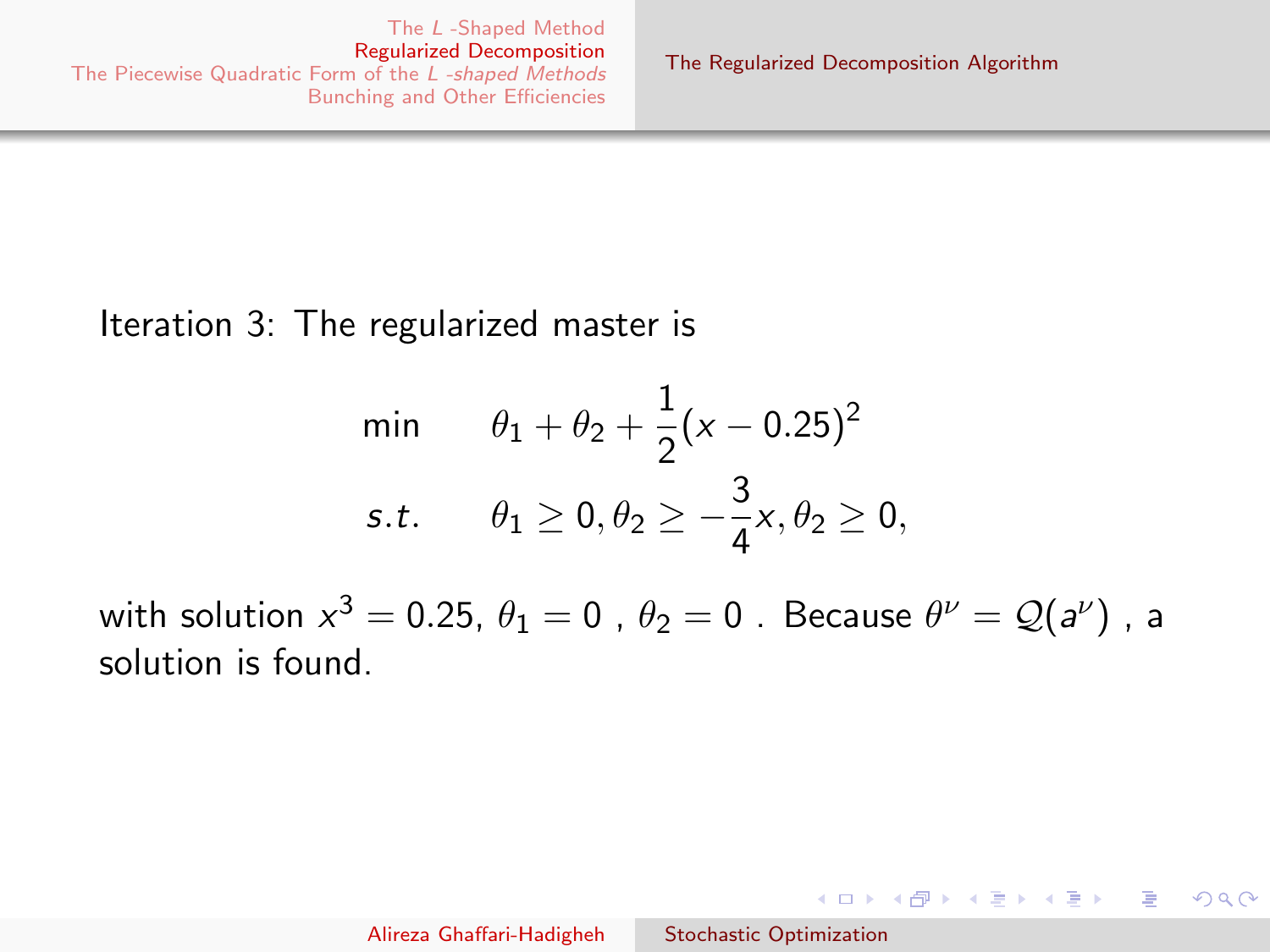Iteration 3: The regularized master is

$$
\begin{aligned}
\min \quad & \theta_1 + \theta_2 + \frac{1}{2}(x - 0.25)^2 \\
s.t. \quad & \theta_1 \geq 0, \theta_2 \geq -\frac{3}{4}x, \theta_2 \geq 0,
\end{aligned}
$$

with solution $x^3 = 0.25$, $\theta_1 = 0$ , $\theta_2 = 0$ . Because $\theta^\nu = \mathcal{Q}(a^\nu)$ , a solution is found.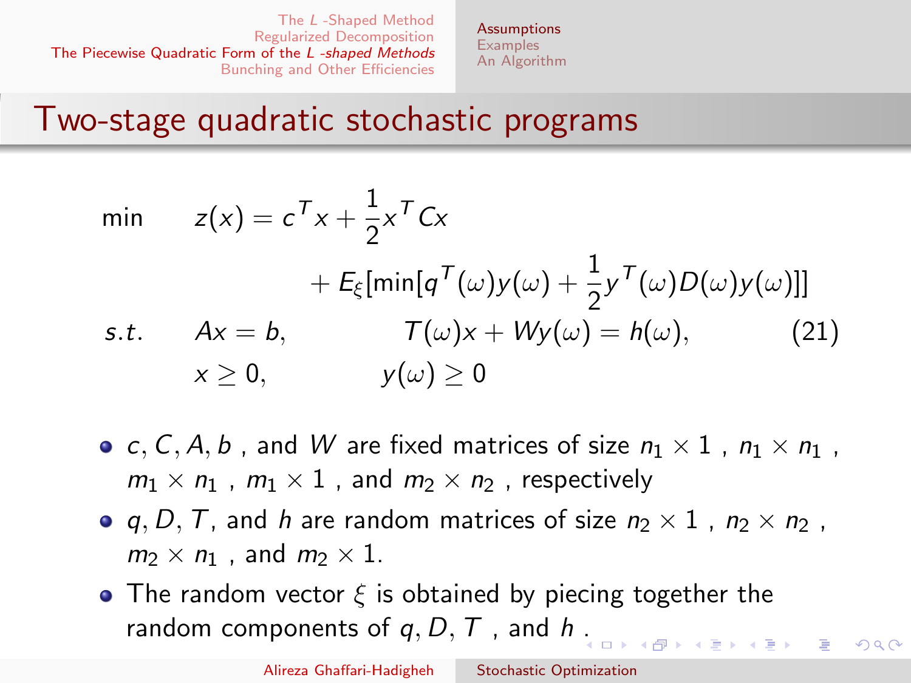## Two-stage quadratic stochastic programs

$$
\begin{aligned}
\min \quad & z(x) = c^T x + \frac{1}{2} x^T C x \\
& \qquad + E_\xi[\min[q^T(\omega) y(\omega) + \frac{1}{2} y^T(\omega) D(\omega) y(\omega)]] \\
s.t. \quad & Ax = b, \qquad T(\omega)x + Wy(\omega) = h(\omega), \qquad (21) \\
& x \geq 0, \qquad y(\omega) \geq 0
\end{aligned}
$$

- $c, C, A, b$, and $W$ are fixed matrices of size $n_1 \times 1$, $n_1 \times n_1$, $m_1 \times n_1$, $m_1 \times 1$, and $m_2 \times n_2$, respectively
- $q, D, T$, and $h$ are random matrices of size $n_2 \times 1$, $n_2 \times n_2$, $m_2 \times n_1$, and $m_2 \times 1$.
- The random vector $\xi$ is obtained by piecing together the random components of $q, D, T$, and $h$.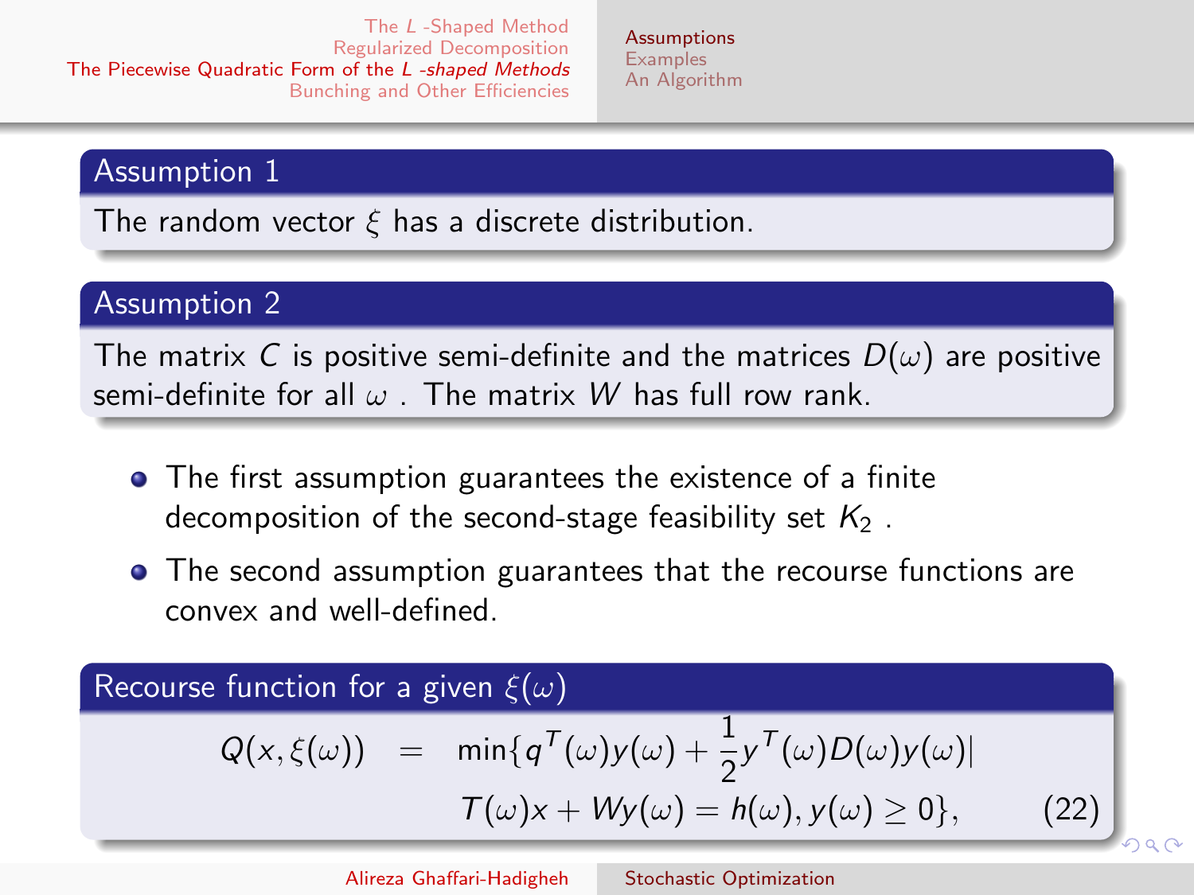**Assumption 1**

The random vector $\xi$ has a discrete distribution.

**Assumption 2**

The matrix $C$ is positive semi-definite and the matrices $D(\omega)$ are positive semi-definite for all $\omega$ . The matrix $W$ has full row rank.

- The first assumption guarantees the existence of a finite decomposition of the second-stage feasibility set $K_2$ .
- The second assumption guarantees that the recourse functions are convex and well-defined.

**Recourse function for a given $\xi(\omega)$**

$$
\begin{aligned}
Q(x, \xi(\omega)) \quad = \quad & \min\{q^T(\omega)y(\omega) + \frac{1}{2}y^T(\omega)D(\omega)y(\omega)| \\
& T(\omega)x + Wy(\omega) = h(\omega), y(\omega) \geq 0\}, \qquad (22)
\end{aligned}
$$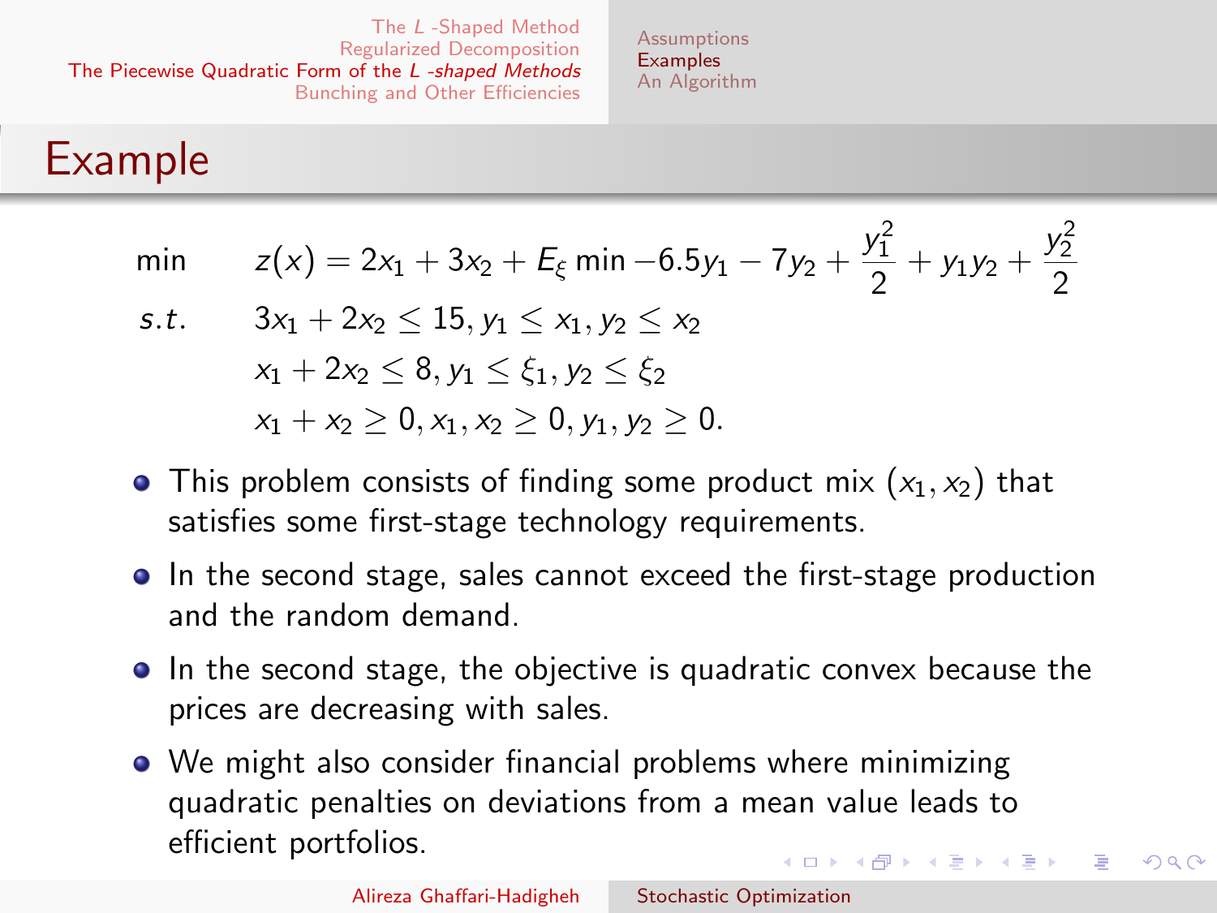## Example

$$
\begin{aligned}
\min \quad & z(x) = 2x_1 + 3x_2 + E_\xi \min -6.5y_1 - 7y_2 + \frac{y_1^2}{2} + y_1 y_2 + \frac{y_2^2}{2} \\
s.t. \quad & 3x_1 + 2x_2 \leq 15, y_1 \leq x_1, y_2 \leq x_2 \\
& x_1 + 2x_2 \leq 8, y_1 \leq \xi_1, y_2 \leq \xi_2 \\
& x_1 + x_2 \geq 0, x_1, x_2 \geq 0, y_1, y_2 \geq 0.
\end{aligned}
$$

- This problem consists of finding some product mix $(x_1, x_2)$ that satisfies some first-stage technology requirements.
- In the second stage, sales cannot exceed the first-stage production and the random demand.
- In the second stage, the objective is quadratic convex because the prices are decreasing with sales.
- We might also consider financial problems where minimizing quadratic penalties on deviations from a mean value leads to efficient portfolios.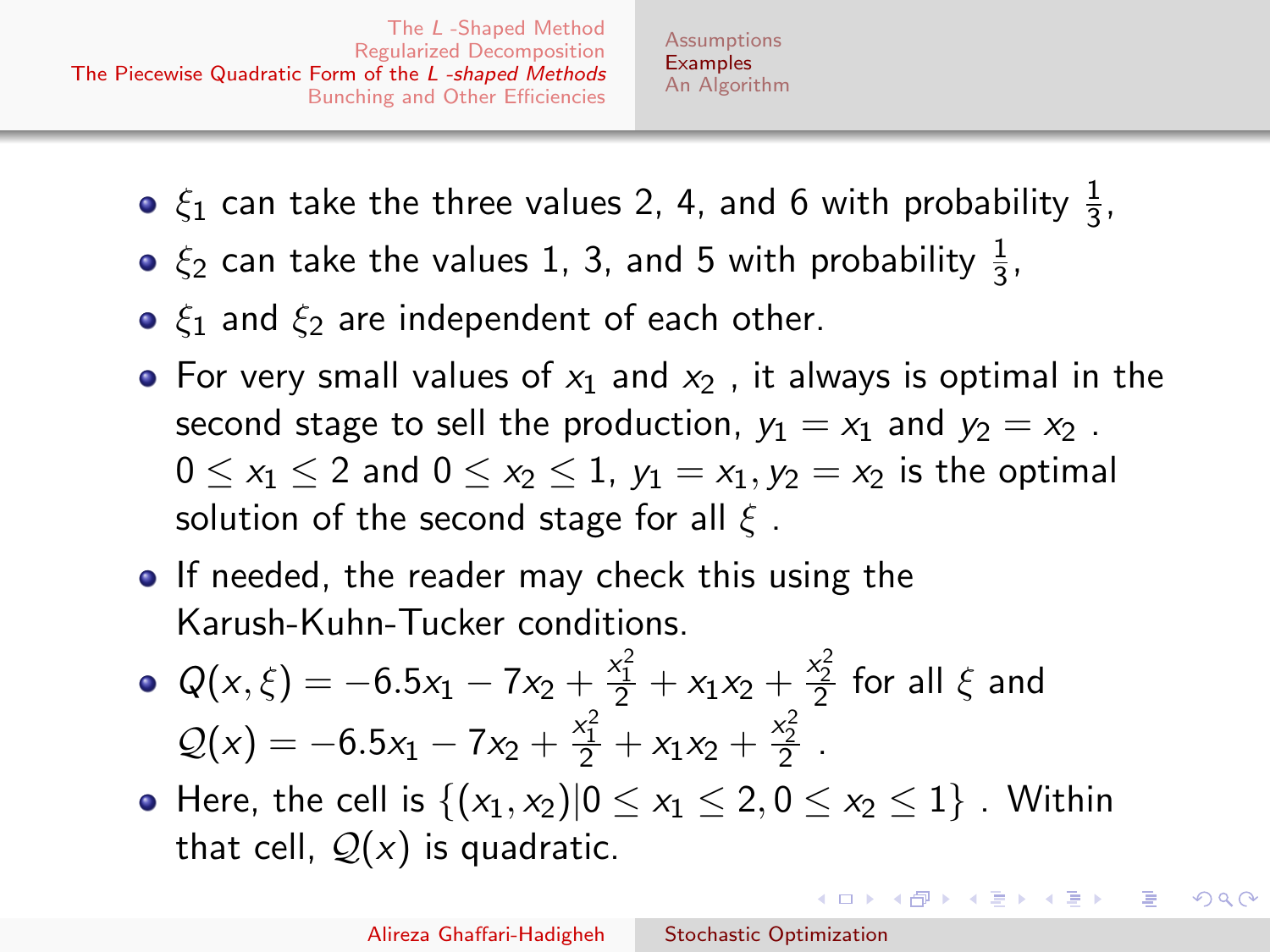- $\xi_1$ can take the three values 2, 4, and 6 with probability $\frac{1}{3}$,
- $\xi_2$ can take the values 1, 3, and 5 with probability $\frac{1}{3}$,
- $\xi_1$ and $\xi_2$ are independent of each other.
- For very small values of $x_1$ and $x_2$ , it always is optimal in the second stage to sell the production, $y_1 = x_1$ and $y_2 = x_2$ . $0 \leq x_1 \leq 2$ and $0 \leq x_2 \leq 1$, $y_1 = x_1, y_2 = x_2$ is the optimal solution of the second stage for all $\xi$ .
- If needed, the reader may check this using the Karush-Kuhn-Tucker conditions.
- $Q(x, \xi) = -6.5x_1 - 7x_2 + \frac{x_1^2}{2} + x_1x_2 + \frac{x_2^2}{2}$ for all $\xi$ and $\mathcal{Q}(x) = -6.5x_1 - 7x_2 + \frac{x_1^2}{2} + x_1x_2 + \frac{x_2^2}{2}$ .
- Here, the cell is $\{(x_1, x_2) | 0 \leq x_1 \leq 2, 0 \leq x_2 \leq 1\}$ . Within that cell, $\mathcal{Q}(x)$ is quadratic.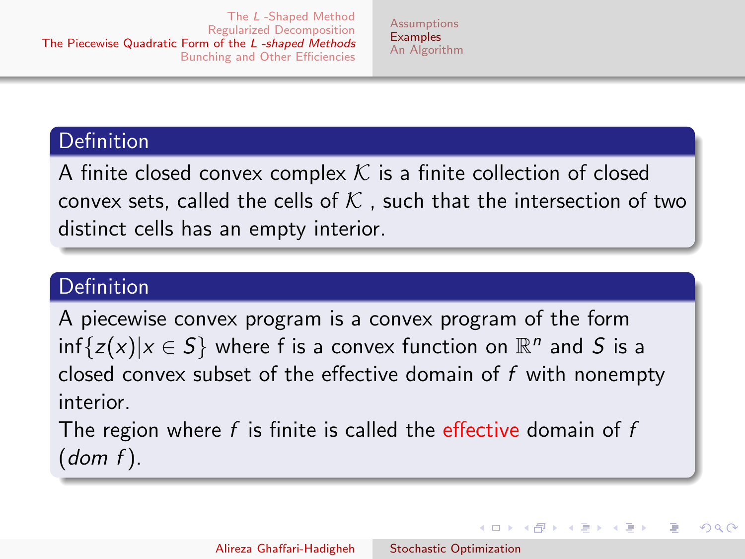**Definition**

A finite closed convex complex $\mathcal{K}$ is a finite collection of closed convex sets, called the cells of $\mathcal{K}$ , such that the intersection of two distinct cells has an empty interior.

**Definition**

A piecewise convex program is a convex program of the form $\inf\{z(x)|x \in S\}$ where f is a convex function on $\mathbb{R}^n$ and $S$ is a closed convex subset of the effective domain of $f$ with nonempty interior.

The region where $f$ is finite is called the effective domain of $f$ (*dom f*).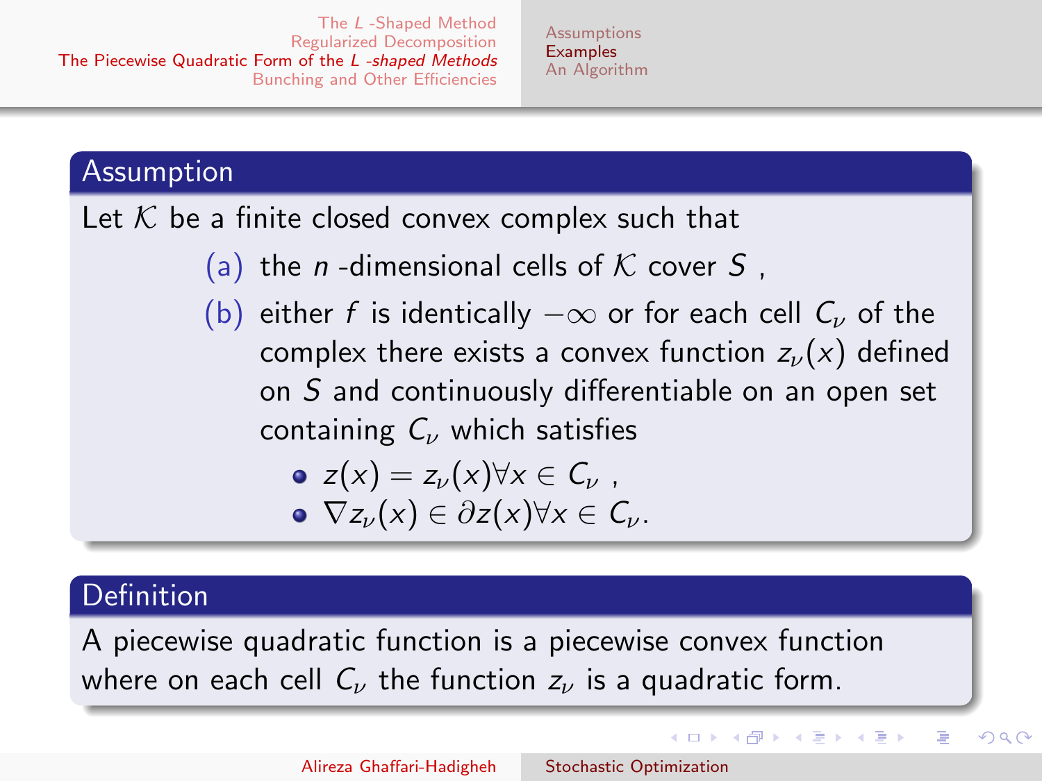## Assumption

Let $\mathcal{K}$ be a finite closed convex complex such that

(a) the $n$-dimensional cells of $\mathcal{K}$ cover $S$,

(b) either $f$ is identically $-\infty$ or for each cell $C_\nu$ of the complex there exists a convex function $z_\nu(x)$ defined on $S$ and continuously differentiable on an open set containing $C_\nu$ which satisfies

- $z(x) = z_\nu(x) \forall x \in C_\nu$,
- $\nabla z_\nu(x) \in \partial z(x) \forall x \in C_\nu$.

## Definition

A piecewise quadratic function is a piecewise convex function where on each cell $C_\nu$ the function $z_\nu$ is a quadratic form.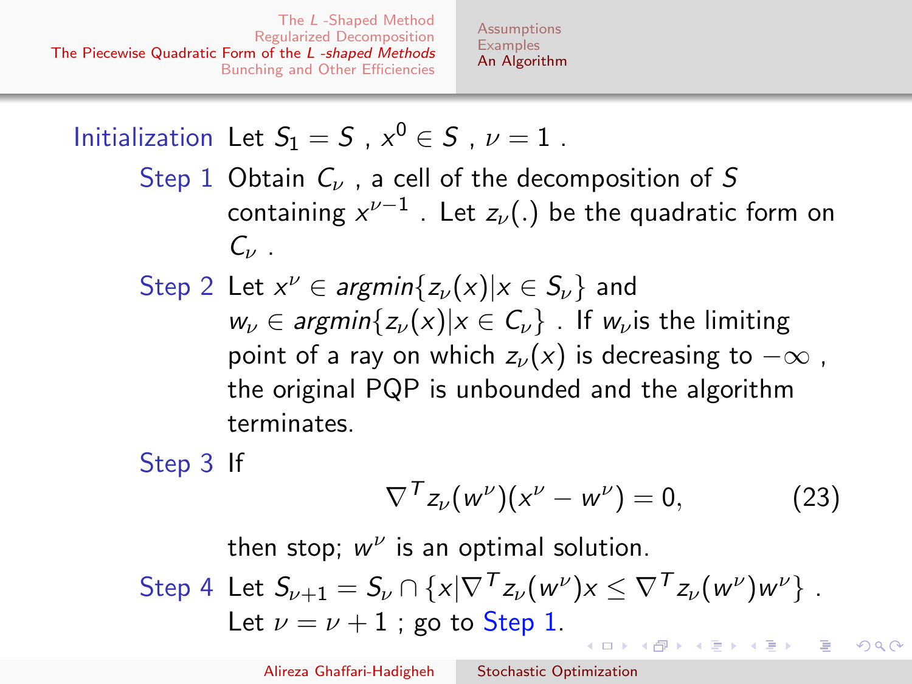**Initialization** Let $S_1 = S$ , $x^0 \in S$ , $\nu = 1$ .

**Step 1** Obtain $C_\nu$ , a cell of the decomposition of $S$ containing $x^{\nu-1}$ . Let $z_\nu(.)$ be the quadratic form on $C_\nu$ .

**Step 2** Let $x^\nu \in argmin\{z_\nu(x) | x \in S_\nu\}$ and $w_\nu \in argmin\{z_\nu(x) | x \in C_\nu\}$ . If $w_\nu$ is the limiting point of a ray on which $z_\nu(x)$ is decreasing to $-\infty$ , the original PQP is unbounded and the algorithm terminates.

**Step 3** If

$$\nabla^T z_\nu(w^\nu)(x^\nu - w^\nu) = 0, \tag{23}$$

then stop; $w^\nu$ is an optimal solution.

**Step 4** Let $S_{\nu+1} = S_\nu \cap \{x | \nabla^T z_\nu(w^\nu) x \leq \nabla^T z_\nu(w^\nu) w^\nu\}$ . Let $\nu = \nu + 1$ ; go to Step 1.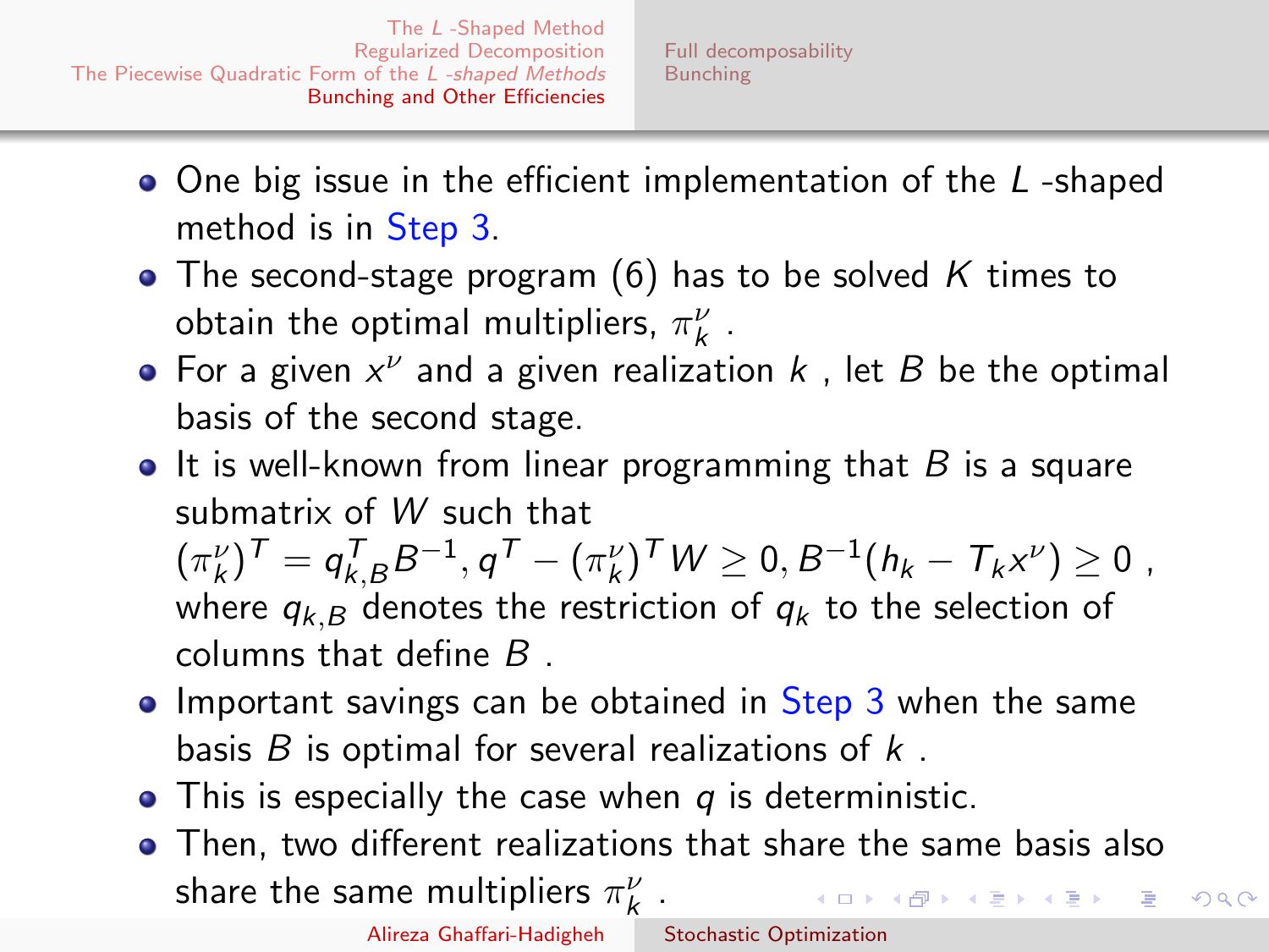- One big issue in the efficient implementation of the $L$ -shaped method is in Step 3.
- The second-stage program (6) has to be solved $K$ times to obtain the optimal multipliers, $\pi_k^\nu$ .
- For a given $x^\nu$ and a given realization $k$ , let $B$ be the optimal basis of the second stage.
- It is well-known from linear programming that $B$ is a square submatrix of $W$ such that $(\pi_k^\nu)^T = q_{k,B}^T B^{-1}, q^T - (\pi_k^\nu)^T W \geq 0, B^{-1}(h_k - T_k x^\nu) \geq 0$ , where $q_{k,B}$ denotes the restriction of $q_k$ to the selection of columns that define $B$ .
- Important savings can be obtained in Step 3 when the same basis $B$ is optimal for several realizations of $k$ .
- This is especially the case when $q$ is deterministic.
- Then, two different realizations that share the same basis also share the same multipliers $\pi_k^\nu$ .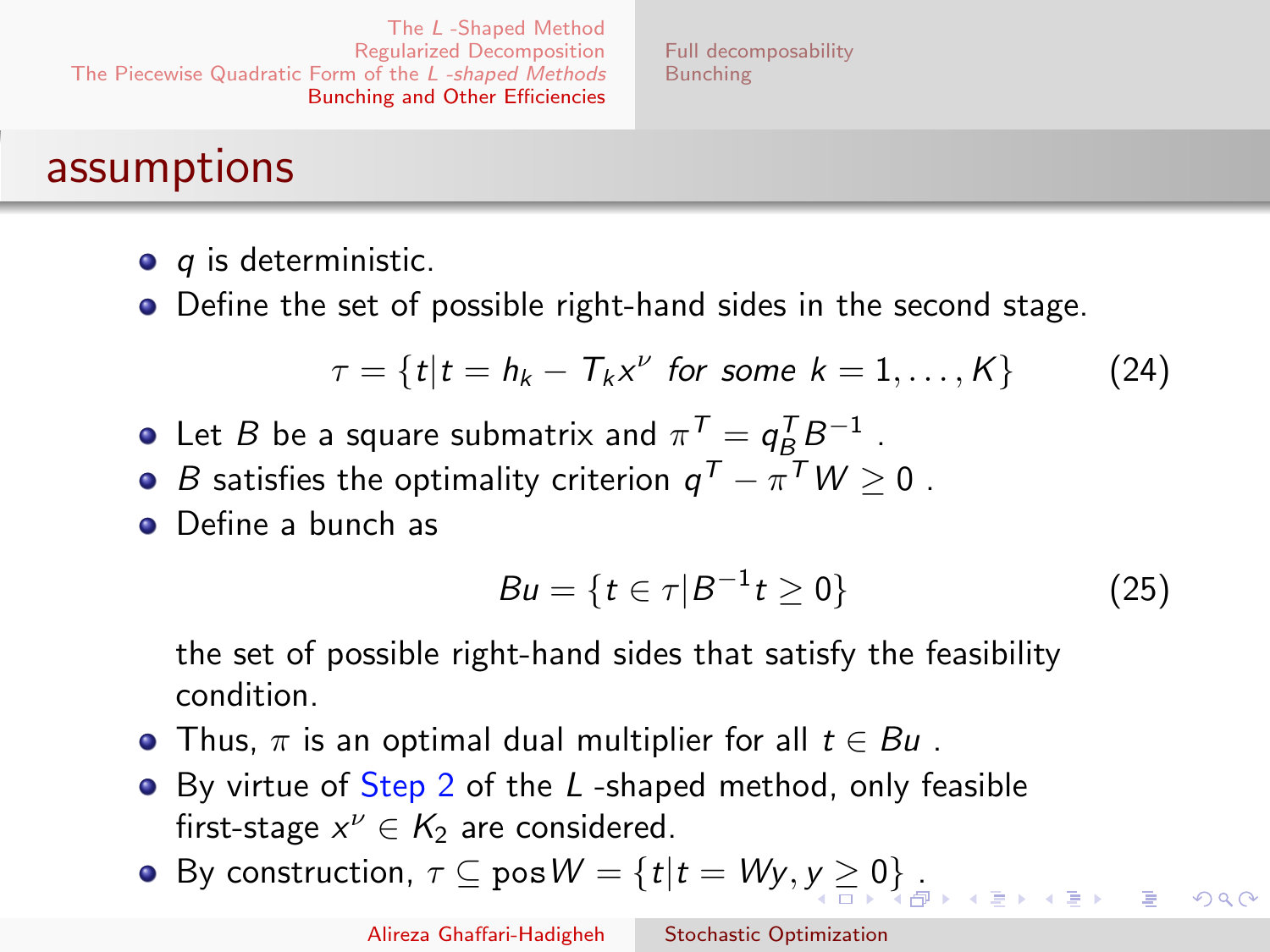## assumptions

- $q$ is deterministic.
- Define the set of possible right-hand sides in the second stage.

$$\tau = \{t | t = h_k - T_k x^\nu \text{ for some } k = 1, \ldots, K\} \tag{24}$$

- Let $B$ be a square submatrix and $\pi^T = q_B^T B^{-1}$ .
- $B$ satisfies the optimality criterion $q^T - \pi^T W \geq 0$ .
- Define a bunch as

$$Bu = \{t \in \tau | B^{-1} t \geq 0\} \tag{25}$$

  the set of possible right-hand sides that satisfy the feasibility condition.
- Thus, $\pi$ is an optimal dual multiplier for all $t \in Bu$ .
- By virtue of Step 2 of the $L$ -shaped method, only feasible first-stage $x^\nu \in K_2$ are considered.
- By construction, $\tau \subseteq \text{pos}\, W = \{t | t = Wy, y \geq 0\}$ .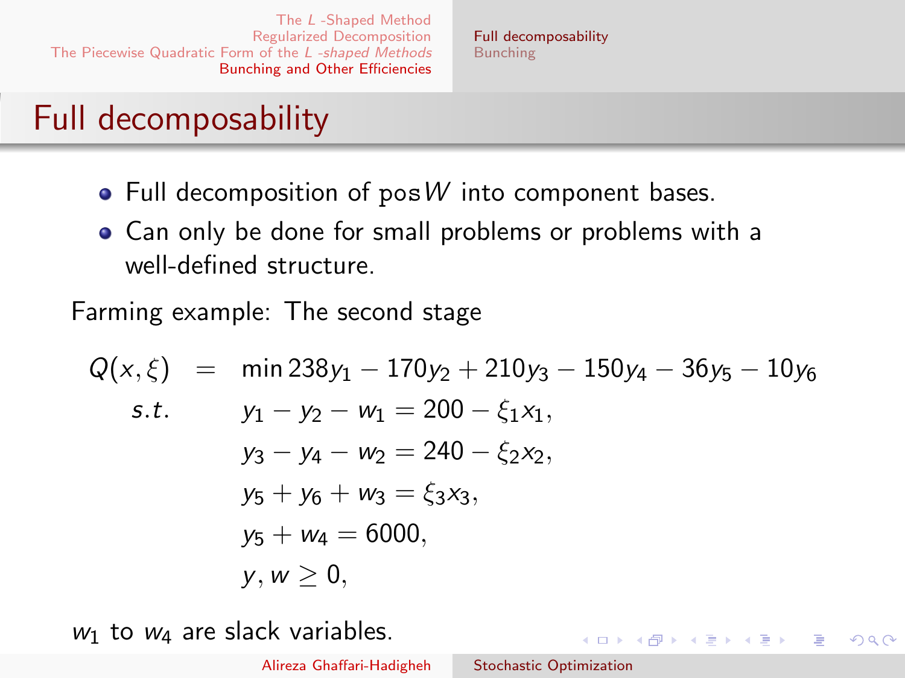# Full decomposability

- Full decomposition of $\operatorname{pos} W$ into component bases.
- Can only be done for small problems or problems with a well-defined structure.

Farming example: The second stage

$$
\begin{aligned}
Q(x,\xi) \quad = \quad & \min 238y_1 - 170y_2 + 210y_3 - 150y_4 - 36y_5 - 10y_6 \\
s.t. \quad & y_1 - y_2 - w_1 = 200 - \xi_1 x_1, \\
& y_3 - y_4 - w_2 = 240 - \xi_2 x_2, \\
& y_5 + y_6 + w_3 = \xi_3 x_3, \\
& y_5 + w_4 = 6000, \\
& y, w \geq 0,
\end{aligned}
$$

$w_1$ to $w_4$ are slack variables.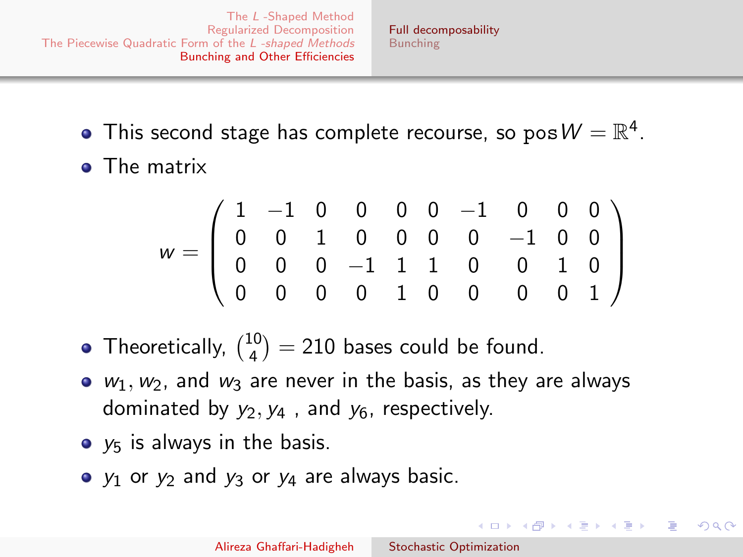- This second stage has complete recourse, so $\text{pos}\, W = \mathbb{R}^4$.
- The matrix

$$
w = \begin{pmatrix}
1 & -1 & 0 & 0 & 0 & 0 & -1 & 0 & 0 & 0 \\
0 & 0 & 1 & 0 & 0 & 0 & 0 & -1 & 0 & 0 \\
0 & 0 & 0 & -1 & 1 & 1 & 0 & 0 & 1 & 0 \\
0 & 0 & 0 & 0 & 1 & 0 & 0 & 0 & 0 & 1
\end{pmatrix}
$$

- Theoretically, $\binom{10}{4} = 210$ bases could be found.
- $w_1, w_2$, and $w_3$ are never in the basis, as they are always dominated by $y_2, y_4$ , and $y_6$, respectively.
- $y_5$ is always in the basis.
- $y_1$ or $y_2$ and $y_3$ or $y_4$ are always basic.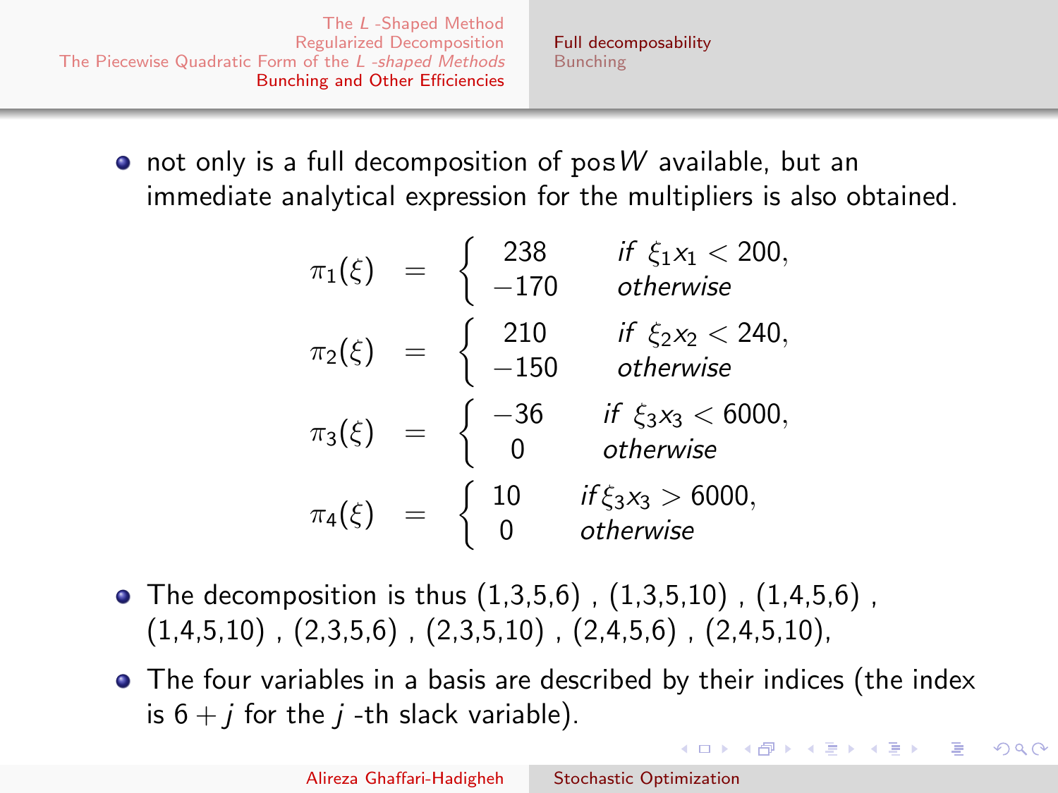- not only is a full decomposition of pos $W$ available, but an immediate analytical expression for the multipliers is also obtained.

$$
\pi_1(\xi) = \begin{cases} 238 & \textit{if } \xi_1 x_1 < 200, \\ -170 & \textit{otherwise} \end{cases}
$$

$$
\pi_2(\xi) = \begin{cases} 210 & \textit{if } \xi_2 x_2 < 240, \\ -150 & \textit{otherwise} \end{cases}
$$

$$
\pi_3(\xi) = \begin{cases} -36 & \textit{if } \xi_3 x_3 < 6000, \\ 0 & \textit{otherwise} \end{cases}
$$

$$
\pi_4(\xi) = \begin{cases} 10 & \textit{if } \xi_3 x_3 > 6000, \\ 0 & \textit{otherwise} \end{cases}
$$

- The decomposition is thus (1,3,5,6) , (1,3,5,10) , (1,4,5,6) , (1,4,5,10) , (2,3,5,6) , (2,3,5,10) , (2,4,5,6) , (2,4,5,10),
- The four variables in a basis are described by their indices (the index is $6 + j$ for the $j$ -th slack variable).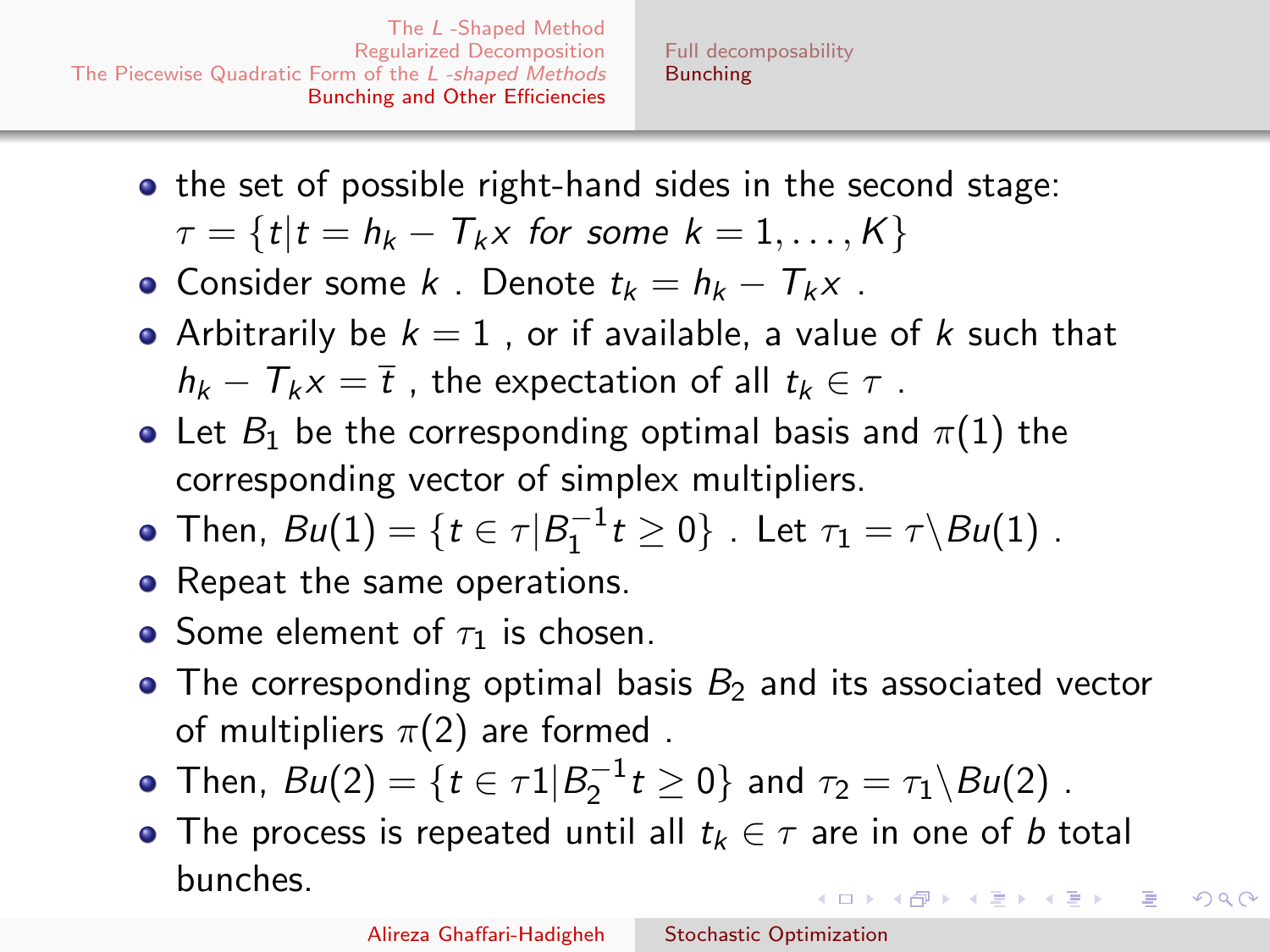- the set of possible right-hand sides in the second stage: $\tau = \{t | t = h_k - T_k x \ \textit{for some} \ k = 1, \ldots, K\}$
- Consider some $k$ . Denote $t_k = h_k - T_k x$ .
- Arbitrarily be $k = 1$ , or if available, a value of $k$ such that $h_k - T_k x = \overline{t}$ , the expectation of all $t_k \in \tau$ .
- Let $B_1$ be the corresponding optimal basis and $\pi(1)$ the corresponding vector of simplex multipliers.
- Then, $Bu(1) = \{t \in \tau | B_1^{-1} t \geq 0\}$ . Let $\tau_1 = \tau \backslash Bu(1)$ .
- Repeat the same operations.
- Some element of $\tau_1$ is chosen.
- The corresponding optimal basis $B_2$ and its associated vector of multipliers $\pi(2)$ are formed .
- Then, $Bu(2) = \{t \in \tau 1 | B_2^{-1} t \geq 0\}$ and $\tau_2 = \tau_1 \backslash Bu(2)$ .
- The process is repeated until all $t_k \in \tau$ are in one of $b$ total bunches.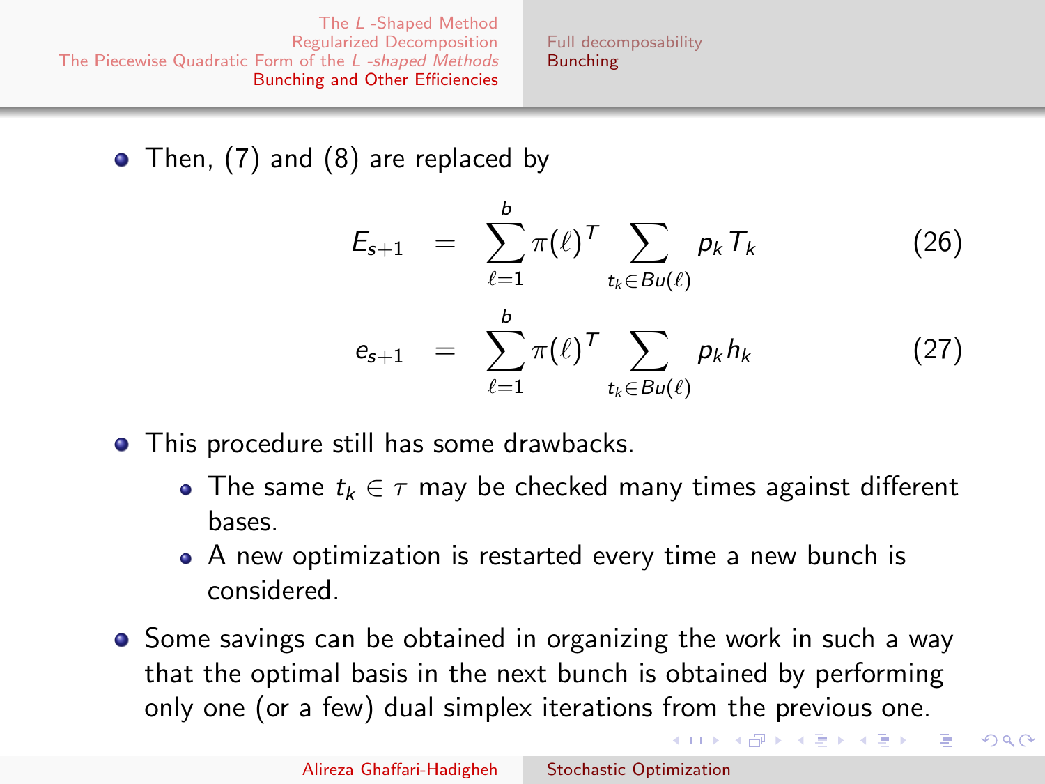- Then, (7) and (8) are replaced by

$$E_{s+1} = \sum_{\ell=1}^{b} \pi(\ell)^T \sum_{t_k \in Bu(\ell)} p_k T_k \tag{26}$$

$$e_{s+1} = \sum_{\ell=1}^{b} \pi(\ell)^T \sum_{t_k \in Bu(\ell)} p_k h_k \tag{27}$$

- This procedure still has some drawbacks.
  - The same $t_k \in \tau$ may be checked many times against different bases.
  - A new optimization is restarted every time a new bunch is considered.
- Some savings can be obtained in organizing the work in such a way that the optimal basis in the next bunch is obtained by performing only one (or a few) dual simplex iterations from the previous one.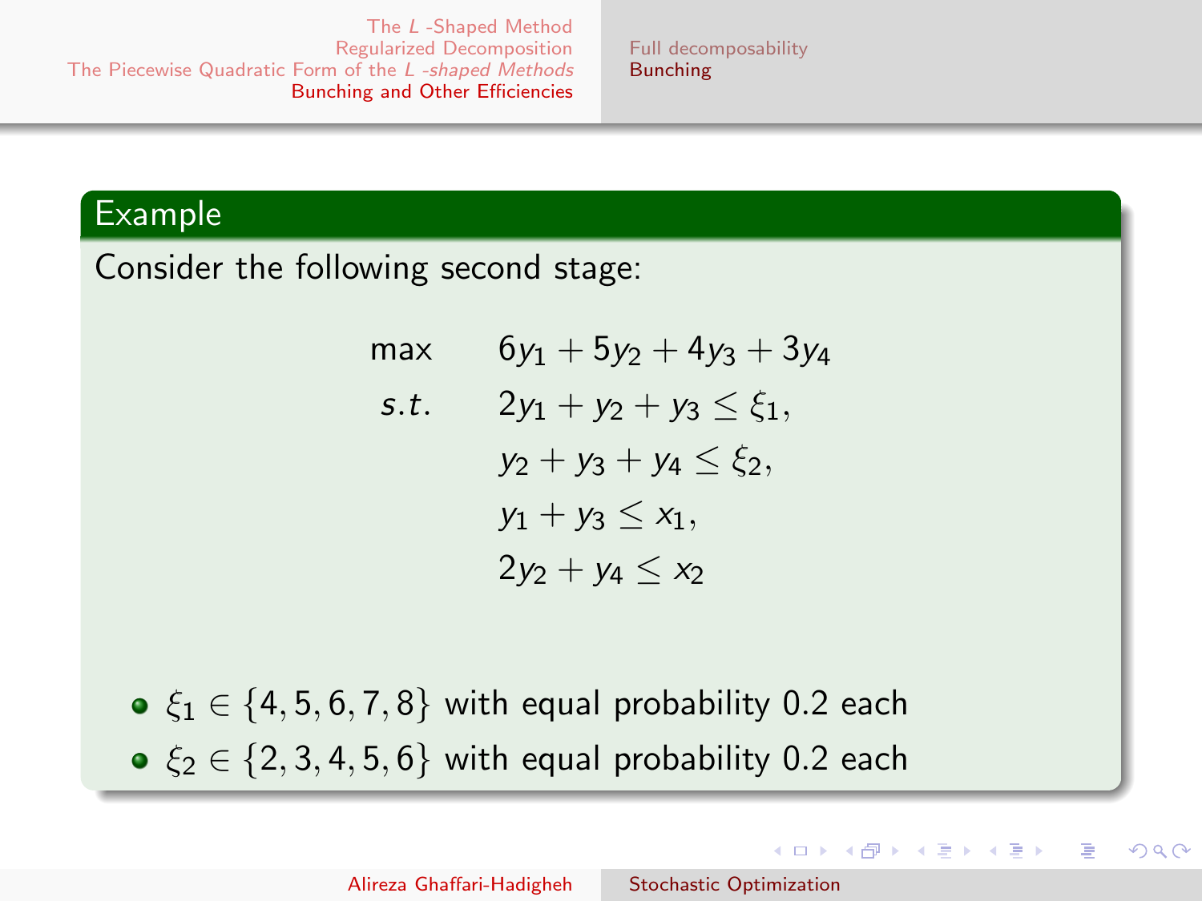### Example

Consider the following second stage:

$$
\begin{aligned}
\max \quad & 6y_1 + 5y_2 + 4y_3 + 3y_4 \\
s.t. \quad & 2y_1 + y_2 + y_3 \leq \xi_1, \\
& y_2 + y_3 + y_4 \leq \xi_2, \\
& y_1 + y_3 \leq x_1, \\
& 2y_2 + y_4 \leq x_2
\end{aligned}
$$

- $\xi_1 \in \{4, 5, 6, 7, 8\}$ with equal probability 0.2 each
- $\xi_2 \in \{2, 3, 4, 5, 6\}$ with equal probability 0.2 each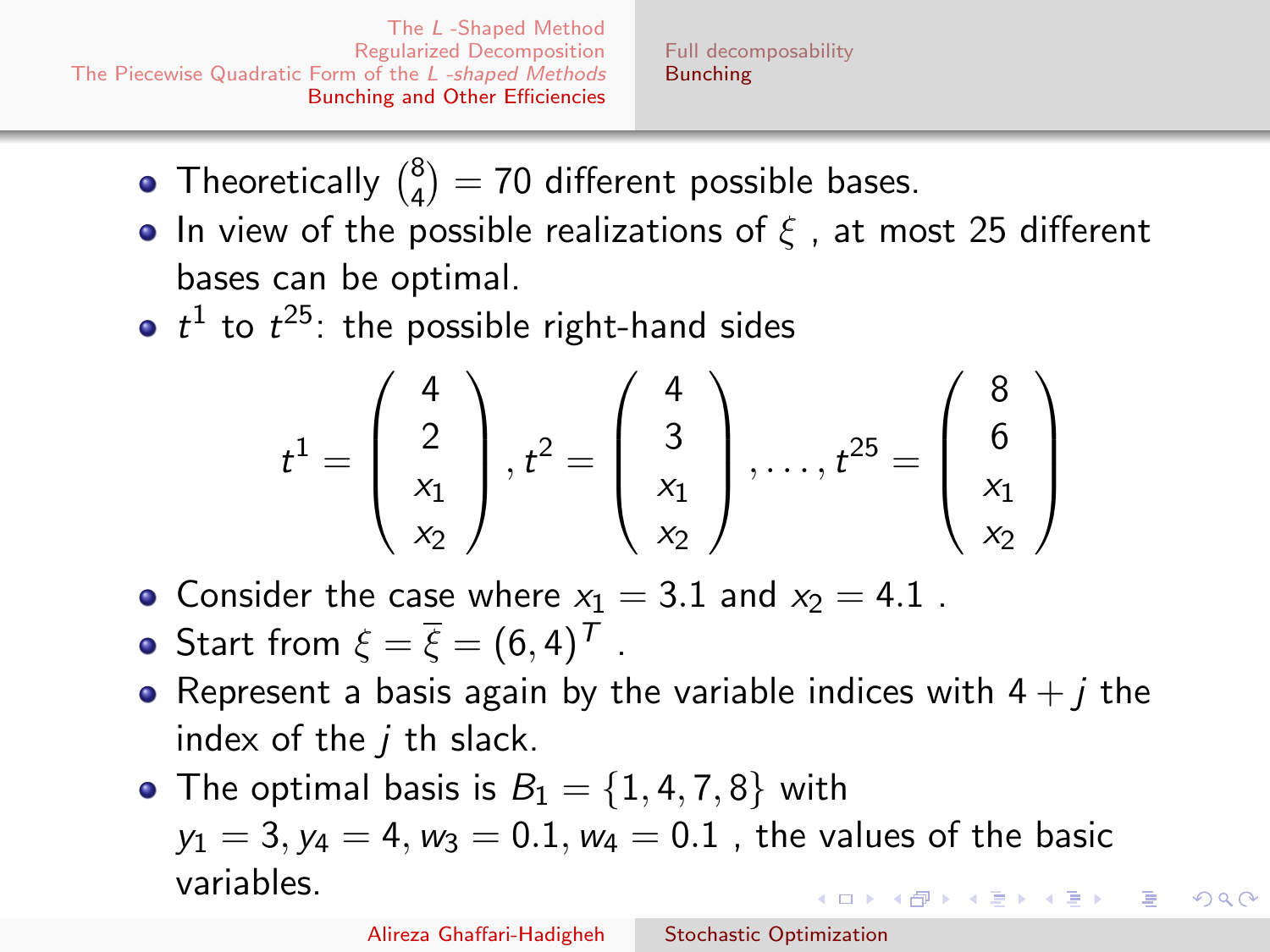- Theoretically $\binom{8}{4} = 70$ different possible bases.
- In view of the possible realizations of $\xi$, at most 25 different bases can be optimal.
- $t^1$ to $t^{25}$: the possible right-hand sides

$$t^1 = \begin{pmatrix} 4 \\ 2 \\ x_1 \\ x_2 \end{pmatrix}, t^2 = \begin{pmatrix} 4 \\ 3 \\ x_1 \\ x_2 \end{pmatrix}, \ldots, t^{25} = \begin{pmatrix} 8 \\ 6 \\ x_1 \\ x_2 \end{pmatrix}$$

- Consider the case where $x_1 = 3.1$ and $x_2 = 4.1$.
- Start from $\xi = \bar{\xi} = (6, 4)^T$.
- Represent a basis again by the variable indices with $4 + j$ the index of the $j$ th slack.
- The optimal basis is $B_1 = \{1, 4, 7, 8\}$ with $y_1 = 3, y_4 = 4, w_3 = 0.1, w_4 = 0.1$, the values of the basic variables.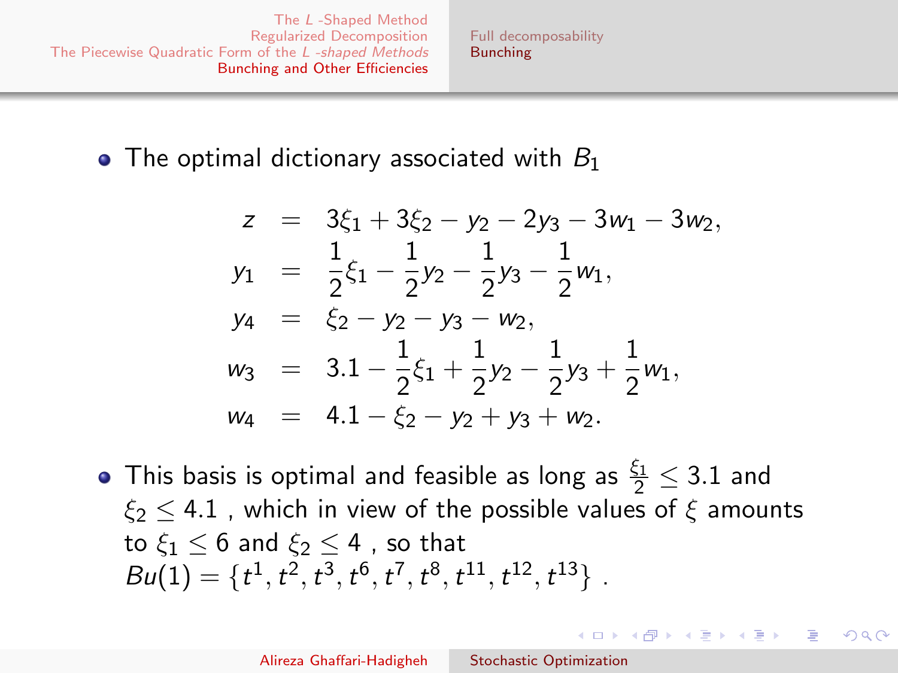- The optimal dictionary associated with $B_1$

$$
\begin{aligned}
z &= 3\xi_1 + 3\xi_2 - y_2 - 2y_3 - 3w_1 - 3w_2, \\
y_1 &= \frac{1}{2}\xi_1 - \frac{1}{2}y_2 - \frac{1}{2}y_3 - \frac{1}{2}w_1, \\
y_4 &= \xi_2 - y_2 - y_3 - w_2, \\
w_3 &= 3.1 - \frac{1}{2}\xi_1 + \frac{1}{2}y_2 - \frac{1}{2}y_3 + \frac{1}{2}w_1, \\
w_4 &= 4.1 - \xi_2 - y_2 + y_3 + w_2.
\end{aligned}
$$

- This basis is optimal and feasible as long as $\frac{\xi_1}{2} \leq 3.1$ and $\xi_2 \leq 4.1$ , which in view of the possible values of $\xi$ amounts to $\xi_1 \leq 6$ and $\xi_2 \leq 4$ , so that $Bu(1) = \{t^1, t^2, t^3, t^6, t^7, t^8, t^{11}, t^{12}, t^{13}\}$ .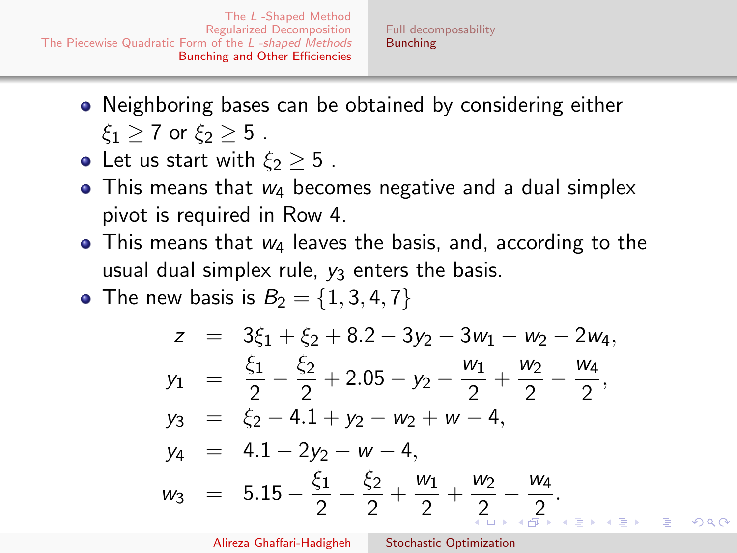- Neighboring bases can be obtained by considering either $\xi_1 \geq 7$ or $\xi_2 \geq 5$ .
- Let us start with $\xi_2 \geq 5$ .
- This means that $w_4$ becomes negative and a dual simplex pivot is required in Row 4.
- This means that $w_4$ leaves the basis, and, according to the usual dual simplex rule, $y_3$ enters the basis.
- The new basis is $B_2 = \{1, 3, 4, 7\}$

$$
\begin{aligned}
z &= 3\xi_1 + \xi_2 + 8.2 - 3y_2 - 3w_1 - w_2 - 2w_4, \\
y_1 &= \frac{\xi_1}{2} - \frac{\xi_2}{2} + 2.05 - y_2 - \frac{w_1}{2} + \frac{w_2}{2} - \frac{w_4}{2}, \\
y_3 &= \xi_2 - 4.1 + y_2 - w_2 + w - 4, \\
y_4 &= 4.1 - 2y_2 - w - 4, \\
w_3 &= 5.15 - \frac{\xi_1}{2} - \frac{\xi_2}{2} + \frac{w_1}{2} + \frac{w_2}{2} - \frac{w_4}{2}.
\end{aligned}
$$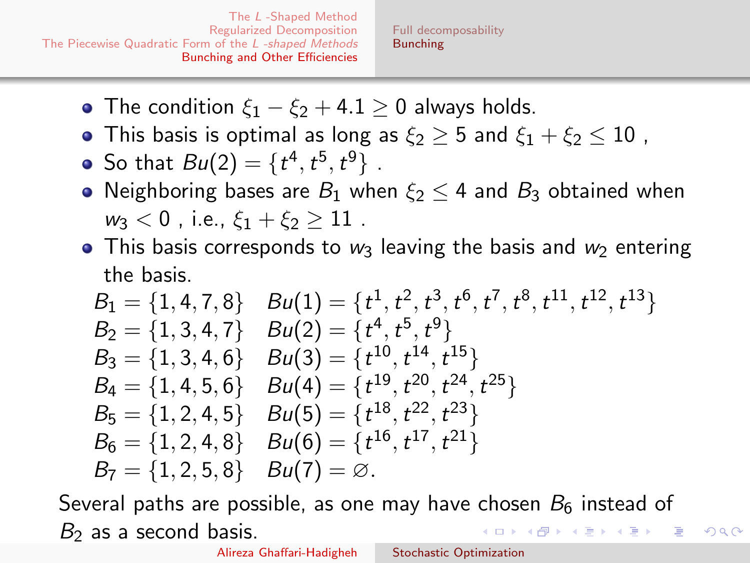- The condition $\xi_1 - \xi_2 + 4.1 \geq 0$ always holds.
- This basis is optimal as long as $\xi_2 \geq 5$ and $\xi_1 + \xi_2 \leq 10$ ,
- So that $Bu(2) = \{t^4, t^5, t^9\}$ .
- Neighboring bases are $B_1$ when $\xi_2 \leq 4$ and $B_3$ obtained when $w_3 < 0$ , i.e., $\xi_1 + \xi_2 \geq 11$ .
- This basis corresponds to $w_3$ leaving the basis and $w_2$ entering the basis.

$$
\begin{array}{ll}
B_1 = \{1,4,7,8\} & Bu(1) = \{t^1, t^2, t^3, t^6, t^7, t^8, t^{11}, t^{12}, t^{13}\} \\
B_2 = \{1,3,4,7\} & Bu(2) = \{t^4, t^5, t^9\} \\
B_3 = \{1,3,4,6\} & Bu(3) = \{t^{10}, t^{14}, t^{15}\} \\
B_4 = \{1,4,5,6\} & Bu(4) = \{t^{19}, t^{20}, t^{24}, t^{25}\} \\
B_5 = \{1,2,4,5\} & Bu(5) = \{t^{18}, t^{22}, t^{23}\} \\
B_6 = \{1,2,4,8\} & Bu(6) = \{t^{16}, t^{17}, t^{21}\} \\
B_7 = \{1,2,5,8\} & Bu(7) = \varnothing.
\end{array}
$$

Several paths are possible, as one may have chosen $B_6$ instead of $B_2$ as a second basis.